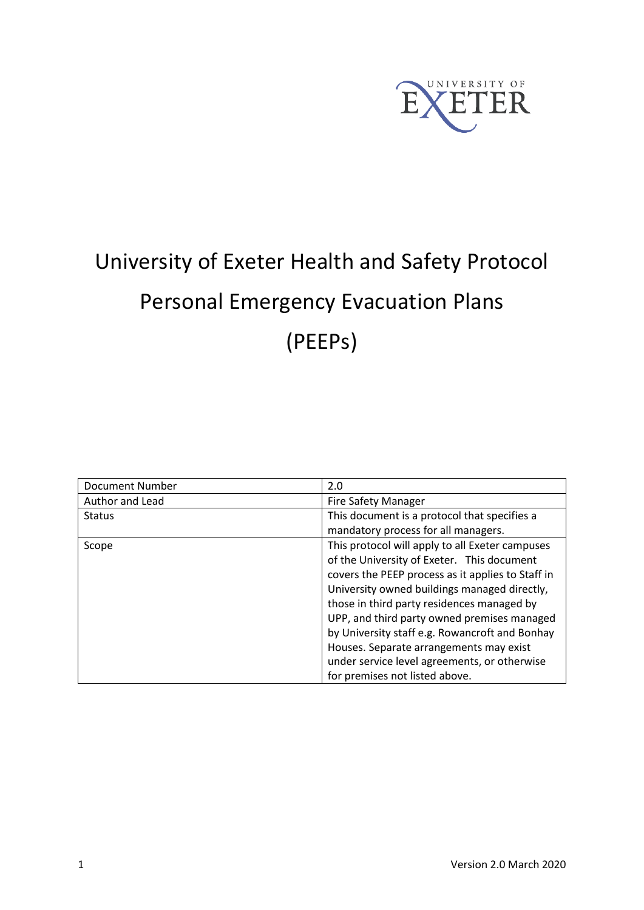UNIVERSITY OF EXETER

# University of Exeter Health and Safety Protocol

# Personal Emergency Evacuation Plans (PEEPs)

| Document Number | 2.0 |
| --- | --- |
| Author and Lead | Fire Safety Manager |
| Status | This document is a protocol that specifies a mandatory process for all managers. |
| Scope | This protocol will apply to all Exeter campuses of the University of Exeter. This document covers the PEEP process as it applies to Staff in University owned buildings managed directly, those in third party residences managed by UPP, and third party owned premises managed by University staff e.g. Rowancroft and Bonhay Houses. Separate arrangements may exist under service level agreements, or otherwise for premises not listed above. |

Version 2.0 March 2020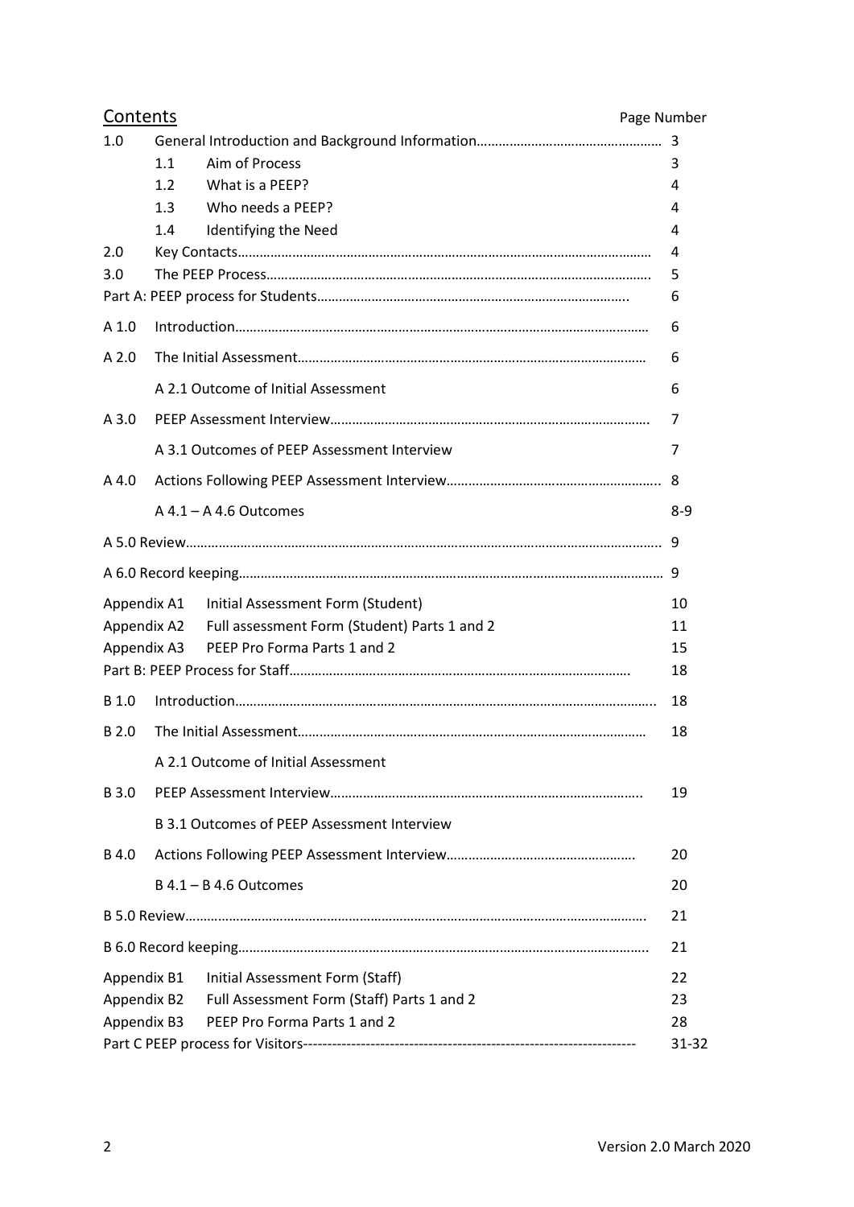## Contents

| | | | Page Number |
|---|---|---|---|
| 1.0 | General Introduction and Background Information | | 3 |
| | 1.1 | Aim of Process | 3 |
| | 1.2 | What is a PEEP? | 4 |
| | 1.3 | Who needs a PEEP? | 4 |
| | 1.4 | Identifying the Need | 4 |
| 2.0 | Key Contacts | | 4 |
| 3.0 | The PEEP Process | | 5 |
| Part A: PEEP process for Students | | | 6 |
| A 1.0 | Introduction | | 6 |
| A 2.0 | The Initial Assessment | | 6 |
| | A 2.1 Outcome of Initial Assessment | | 6 |
| A 3.0 | PEEP Assessment Interview | | 7 |
| | A 3.1 Outcomes of PEEP Assessment Interview | | 7 |
| A 4.0 | Actions Following PEEP Assessment Interview | | 8 |
| | A 4.1 – A 4.6 Outcomes | | 8-9 |
| A 5.0 Review | | | 9 |
| A 6.0 Record keeping | | | 9 |
| Appendix A1 | Initial Assessment Form (Student) | | 10 |
| Appendix A2 | Full assessment Form (Student) Parts 1 and 2 | | 11 |
| Appendix A3 | PEEP Pro Forma Parts 1 and 2 | | 15 |
| Part B: PEEP Process for Staff | | | 18 |
| B 1.0 | Introduction | | 18 |
| B 2.0 | The Initial Assessment | | 18 |
| | A 2.1 Outcome of Initial Assessment | | |
| B 3.0 | PEEP Assessment Interview | | 19 |
| | B 3.1 Outcomes of PEEP Assessment Interview | | |
| B 4.0 | Actions Following PEEP Assessment Interview | | 20 |
| | B 4.1 – B 4.6 Outcomes | | 20 |
| B 5.0 Review | | | 21 |
| B 6.0 Record keeping | | | 21 |
| Appendix B1 | Initial Assessment Form (Staff) | | 22 |
| Appendix B2 | Full Assessment Form (Staff) Parts 1 and 2 | | 23 |
| Appendix B3 | PEEP Pro Forma Parts 1 and 2 | | 28 |
| Part C PEEP process for Visitors | | | 31-32 |

Version 2.0 March 2020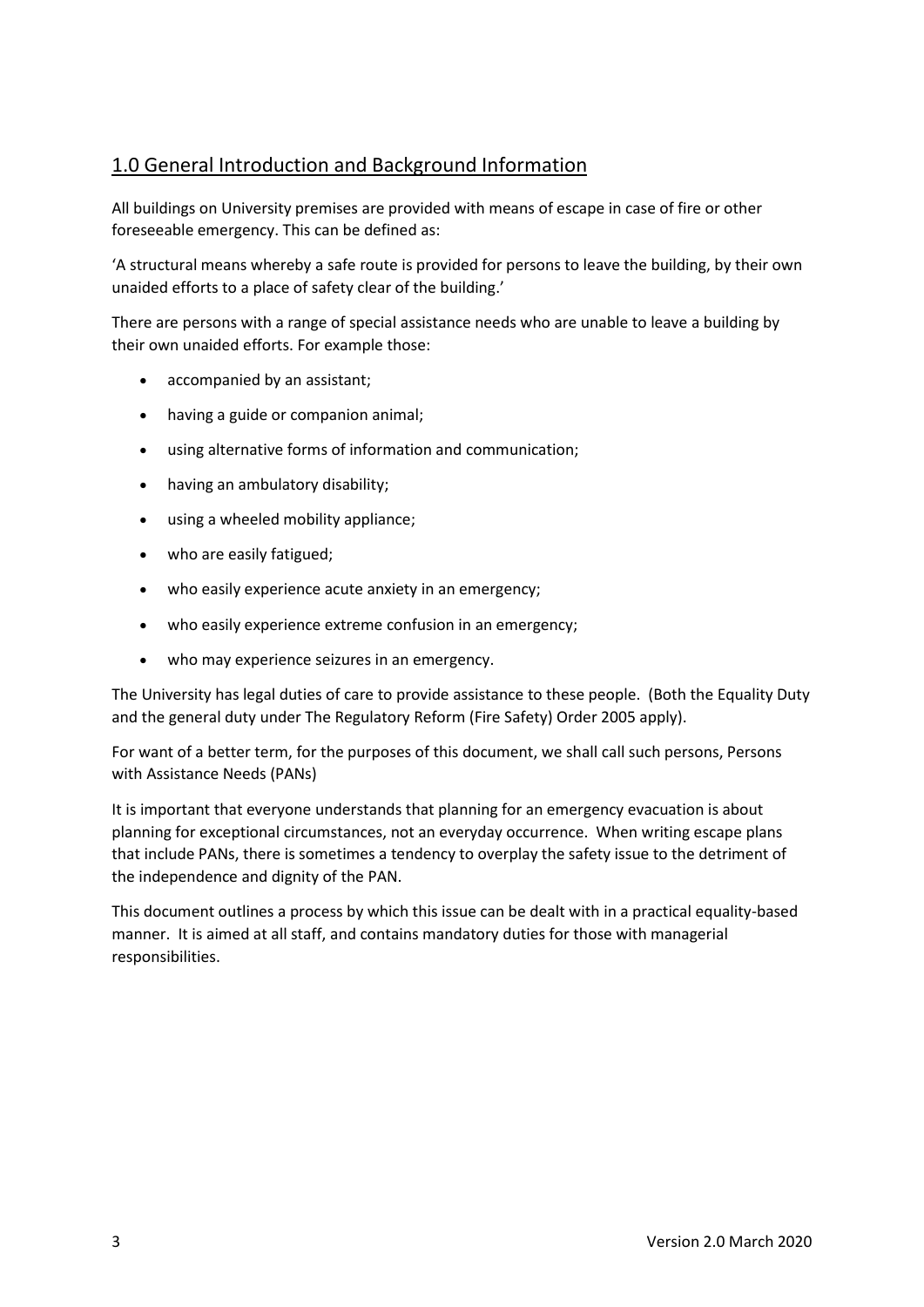## 1.0 General Introduction and Background Information

All buildings on University premises are provided with means of escape in case of fire or other foreseeable emergency. This can be defined as:

'A structural means whereby a safe route is provided for persons to leave the building, by their own unaided efforts to a place of safety clear of the building.'

There are persons with a range of special assistance needs who are unable to leave a building by their own unaided efforts. For example those:

- accompanied by an assistant;
- having a guide or companion animal;
- using alternative forms of information and communication;
- having an ambulatory disability;
- using a wheeled mobility appliance;
- who are easily fatigued;
- who easily experience acute anxiety in an emergency;
- who easily experience extreme confusion in an emergency;
- who may experience seizures in an emergency.

The University has legal duties of care to provide assistance to these people. (Both the Equality Duty and the general duty under The Regulatory Reform (Fire Safety) Order 2005 apply).

For want of a better term, for the purposes of this document, we shall call such persons, Persons with Assistance Needs (PANs)

It is important that everyone understands that planning for an emergency evacuation is about planning for exceptional circumstances, not an everyday occurrence. When writing escape plans that include PANs, there is sometimes a tendency to overplay the safety issue to the detriment of the independence and dignity of the PAN.

This document outlines a process by which this issue can be dealt with in a practical equality-based manner. It is aimed at all staff, and contains mandatory duties for those with managerial responsibilities.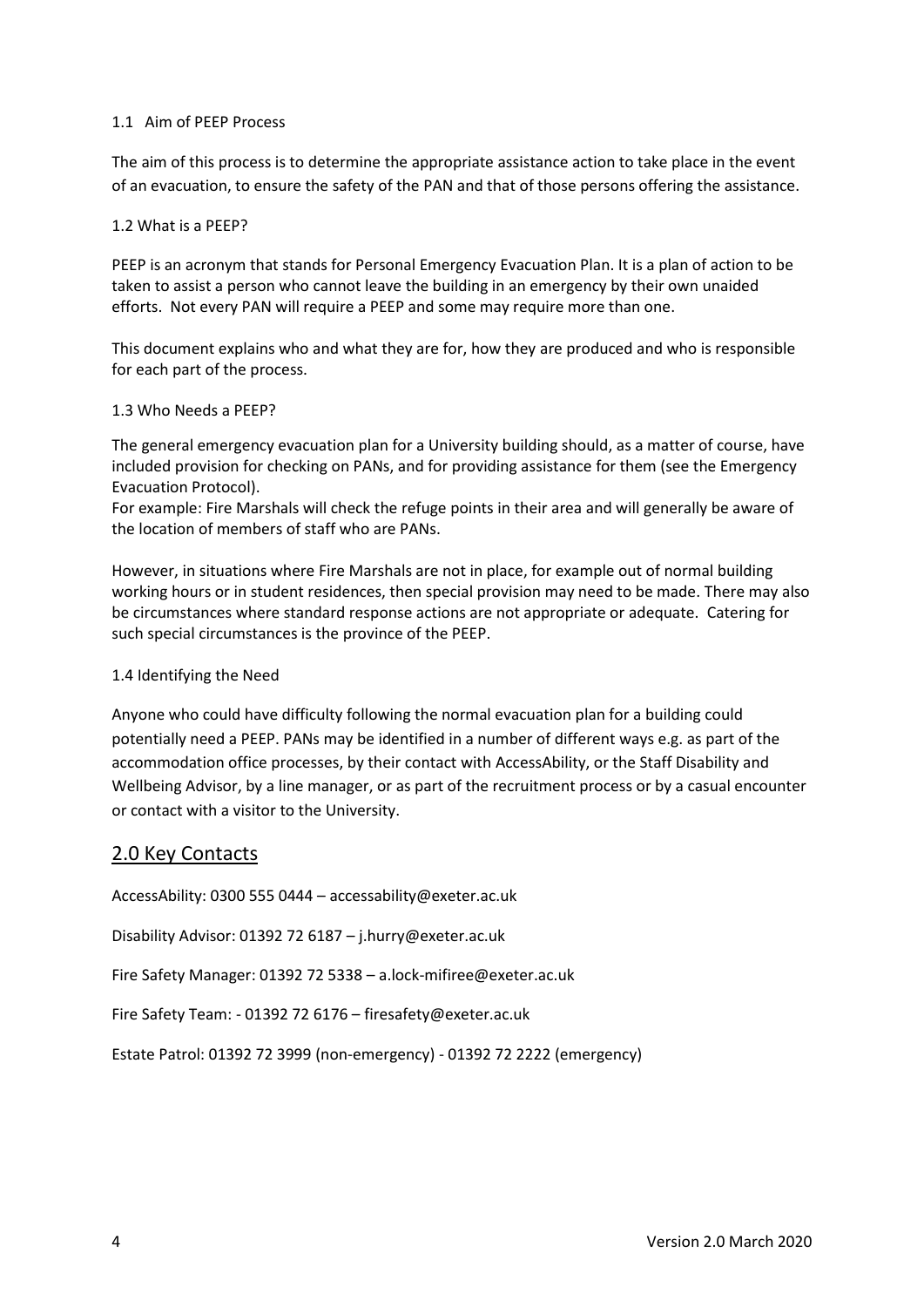### 1.1 Aim of PEEP Process

The aim of this process is to determine the appropriate assistance action to take place in the event of an evacuation, to ensure the safety of the PAN and that of those persons offering the assistance.

### 1.2 What is a PEEP?

PEEP is an acronym that stands for Personal Emergency Evacuation Plan. It is a plan of action to be taken to assist a person who cannot leave the building in an emergency by their own unaided efforts. Not every PAN will require a PEEP and some may require more than one.

This document explains who and what they are for, how they are produced and who is responsible for each part of the process.

### 1.3 Who Needs a PEEP?

The general emergency evacuation plan for a University building should, as a matter of course, have included provision for checking on PANs, and for providing assistance for them (see the Emergency Evacuation Protocol).
For example: Fire Marshals will check the refuge points in their area and will generally be aware of the location of members of staff who are PANs.

However, in situations where Fire Marshals are not in place, for example out of normal building working hours or in student residences, then special provision may need to be made. There may also be circumstances where standard response actions are not appropriate or adequate. Catering for such special circumstances is the province of the PEEP.

### 1.4 Identifying the Need

Anyone who could have difficulty following the normal evacuation plan for a building could potentially need a PEEP. PANs may be identified in a number of different ways e.g. as part of the accommodation office processes, by their contact with AccessAbility, or the Staff Disability and Wellbeing Advisor, by a line manager, or as part of the recruitment process or by a casual encounter or contact with a visitor to the University.

## 2.0 Key Contacts

AccessAbility: 0300 555 0444 – accessability@exeter.ac.uk

Disability Advisor: 01392 72 6187 – j.hurry@exeter.ac.uk

Fire Safety Manager: 01392 72 5338 – a.lock-mifiree@exeter.ac.uk

Fire Safety Team: - 01392 72 6176 – firesafety@exeter.ac.uk

Estate Patrol: 01392 72 3999 (non-emergency) - 01392 72 2222 (emergency)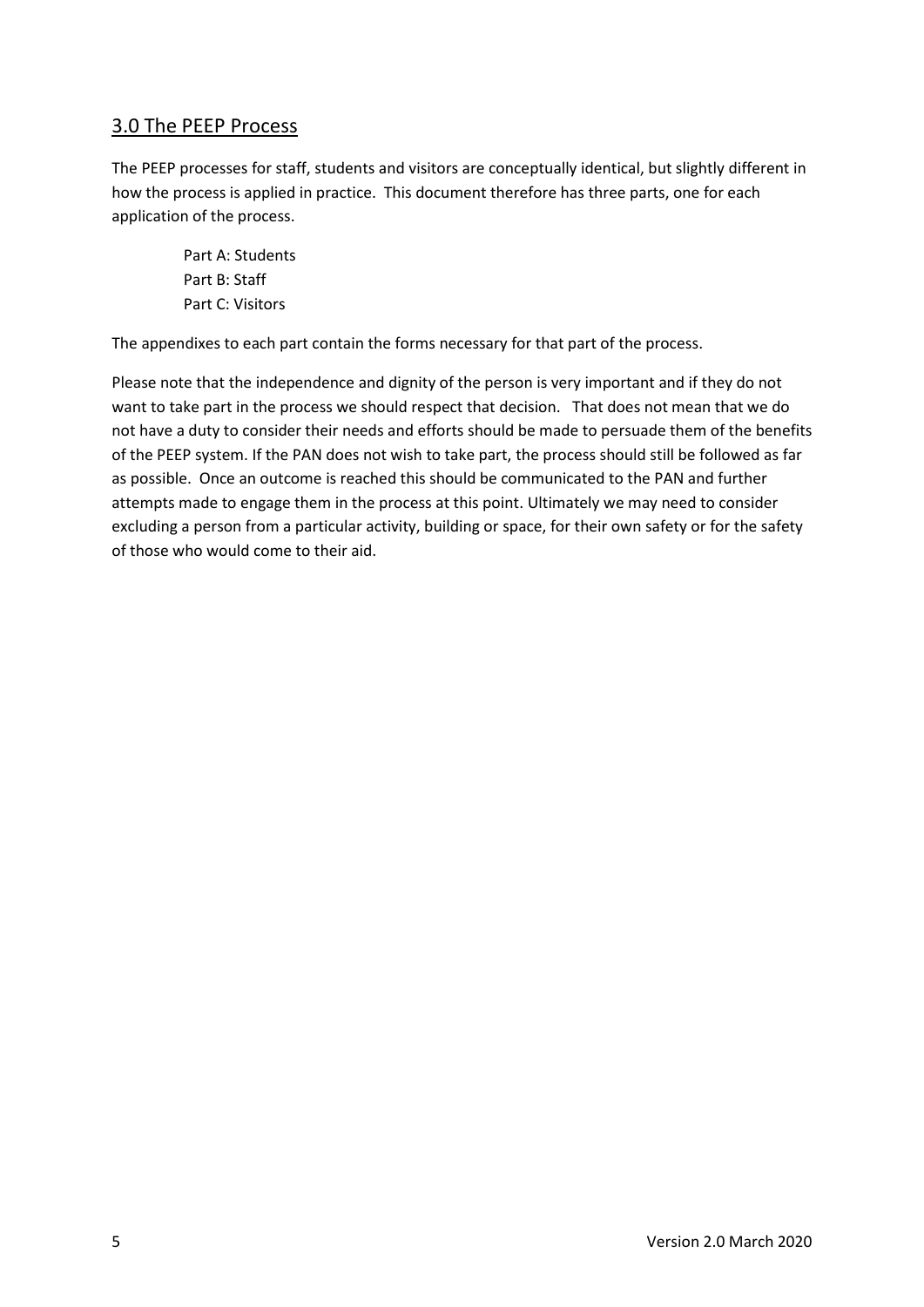## 3.0 The PEEP Process

The PEEP processes for staff, students and visitors are conceptually identical, but slightly different in how the process is applied in practice. This document therefore has three parts, one for each application of the process.

Part A: Students
Part B: Staff
Part C: Visitors

The appendixes to each part contain the forms necessary for that part of the process.

Please note that the independence and dignity of the person is very important and if they do not want to take part in the process we should respect that decision. That does not mean that we do not have a duty to consider their needs and efforts should be made to persuade them of the benefits of the PEEP system. If the PAN does not wish to take part, the process should still be followed as far as possible. Once an outcome is reached this should be communicated to the PAN and further attempts made to engage them in the process at this point. Ultimately we may need to consider excluding a person from a particular activity, building or space, for their own safety or for the safety of those who would come to their aid.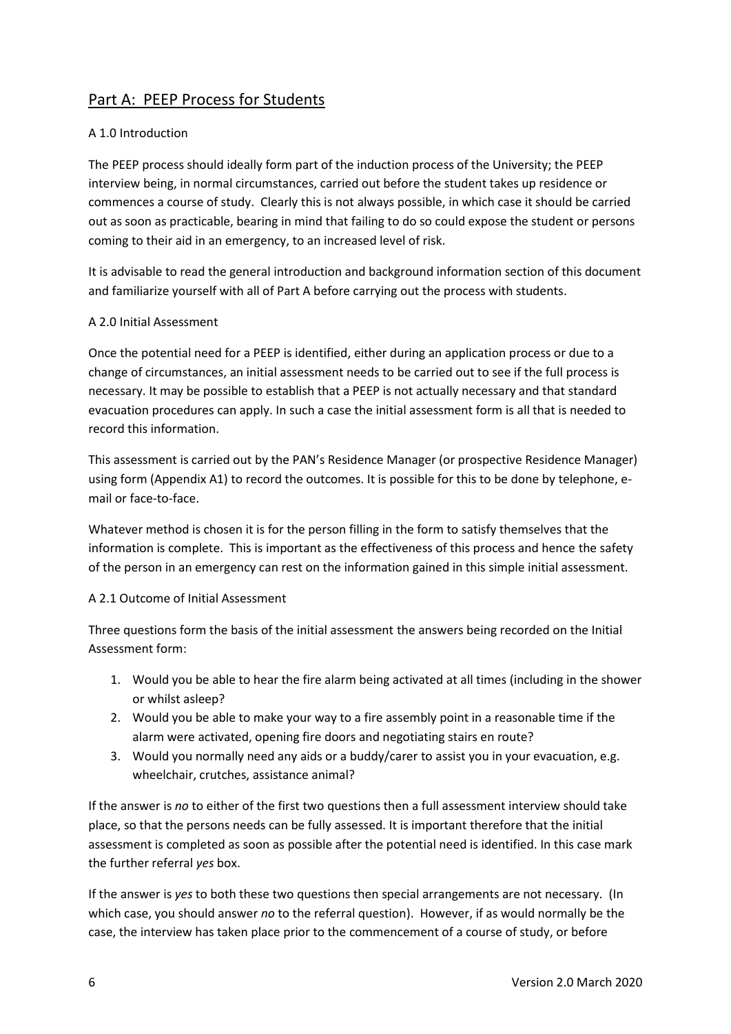## Part A: PEEP Process for Students

### A 1.0 Introduction

The PEEP process should ideally form part of the induction process of the University; the PEEP interview being, in normal circumstances, carried out before the student takes up residence or commences a course of study. Clearly this is not always possible, in which case it should be carried out as soon as practicable, bearing in mind that failing to do so could expose the student or persons coming to their aid in an emergency, to an increased level of risk.

It is advisable to read the general introduction and background information section of this document and familiarize yourself with all of Part A before carrying out the process with students.

### A 2.0 Initial Assessment

Once the potential need for a PEEP is identified, either during an application process or due to a change of circumstances, an initial assessment needs to be carried out to see if the full process is necessary. It may be possible to establish that a PEEP is not actually necessary and that standard evacuation procedures can apply. In such a case the initial assessment form is all that is needed to record this information.

This assessment is carried out by the PAN's Residence Manager (or prospective Residence Manager) using form (Appendix A1) to record the outcomes. It is possible for this to be done by telephone, e-mail or face-to-face.

Whatever method is chosen it is for the person filling in the form to satisfy themselves that the information is complete. This is important as the effectiveness of this process and hence the safety of the person in an emergency can rest on the information gained in this simple initial assessment.

### A 2.1 Outcome of Initial Assessment

Three questions form the basis of the initial assessment the answers being recorded on the Initial Assessment form:

1. Would you be able to hear the fire alarm being activated at all times (including in the shower or whilst asleep?
2. Would you be able to make your way to a fire assembly point in a reasonable time if the alarm were activated, opening fire doors and negotiating stairs en route?
3. Would you normally need any aids or a buddy/carer to assist you in your evacuation, e.g. wheelchair, crutches, assistance animal?

If the answer is *no* to either of the first two questions then a full assessment interview should take place, so that the persons needs can be fully assessed. It is important therefore that the initial assessment is completed as soon as possible after the potential need is identified. In this case mark the further referral *yes* box.

If the answer is *yes* to both these two questions then special arrangements are not necessary. (In which case, you should answer *no* to the referral question). However, if as would normally be the case, the interview has taken place prior to the commencement of a course of study, or before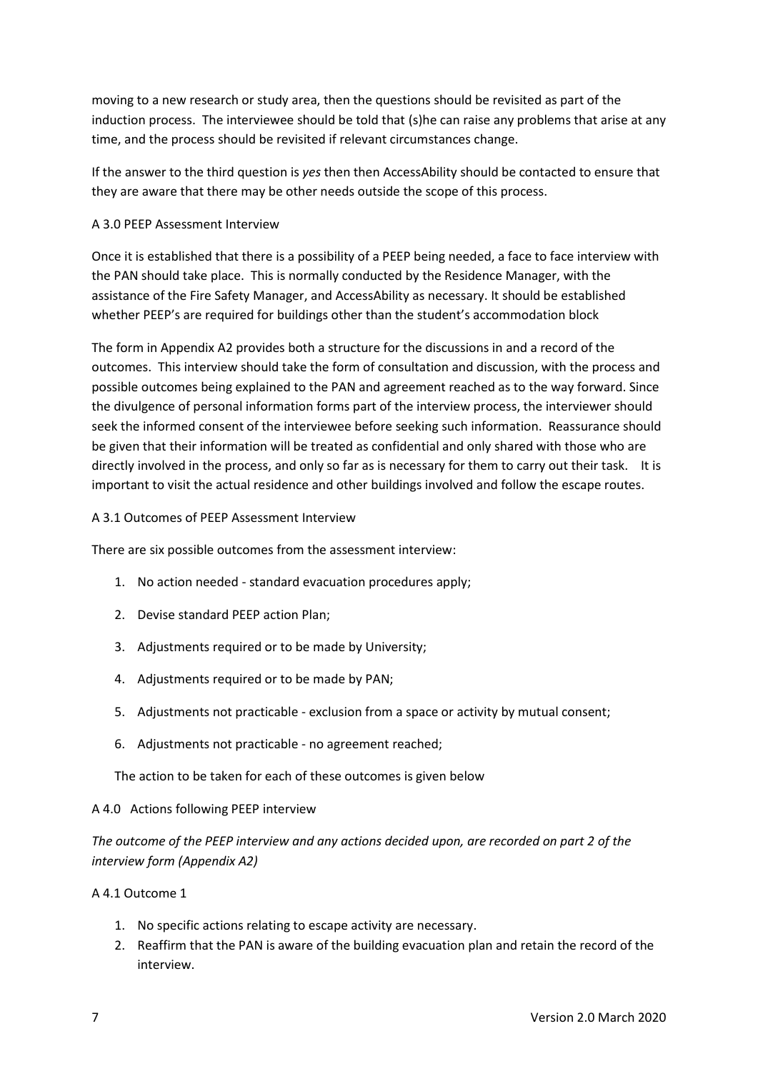moving to a new research or study area, then the questions should be revisited as part of the induction process. The interviewee should be told that (s)he can raise any problems that arise at any time, and the process should be revisited if relevant circumstances change.

If the answer to the third question is *yes* then then AccessAbility should be contacted to ensure that they are aware that there may be other needs outside the scope of this process.

### A 3.0 PEEP Assessment Interview

Once it is established that there is a possibility of a PEEP being needed, a face to face interview with the PAN should take place. This is normally conducted by the Residence Manager, with the assistance of the Fire Safety Manager, and AccessAbility as necessary. It should be established whether PEEP's are required for buildings other than the student's accommodation block

The form in Appendix A2 provides both a structure for the discussions in and a record of the outcomes. This interview should take the form of consultation and discussion, with the process and possible outcomes being explained to the PAN and agreement reached as to the way forward. Since the divulgence of personal information forms part of the interview process, the interviewer should seek the informed consent of the interviewee before seeking such information. Reassurance should be given that their information will be treated as confidential and only shared with those who are directly involved in the process, and only so far as is necessary for them to carry out their task. It is important to visit the actual residence and other buildings involved and follow the escape routes.

### A 3.1 Outcomes of PEEP Assessment Interview

There are six possible outcomes from the assessment interview:

1. No action needed - standard evacuation procedures apply;
2. Devise standard PEEP action Plan;
3. Adjustments required or to be made by University;
4. Adjustments required or to be made by PAN;
5. Adjustments not practicable - exclusion from a space or activity by mutual consent;
6. Adjustments not practicable - no agreement reached;

The action to be taken for each of these outcomes is given below

### A 4.0 Actions following PEEP interview

*The outcome of the PEEP interview and any actions decided upon, are recorded on part 2 of the interview form (Appendix A2)*

#### A 4.1 Outcome 1

1. No specific actions relating to escape activity are necessary.
2. Reaffirm that the PAN is aware of the building evacuation plan and retain the record of the interview.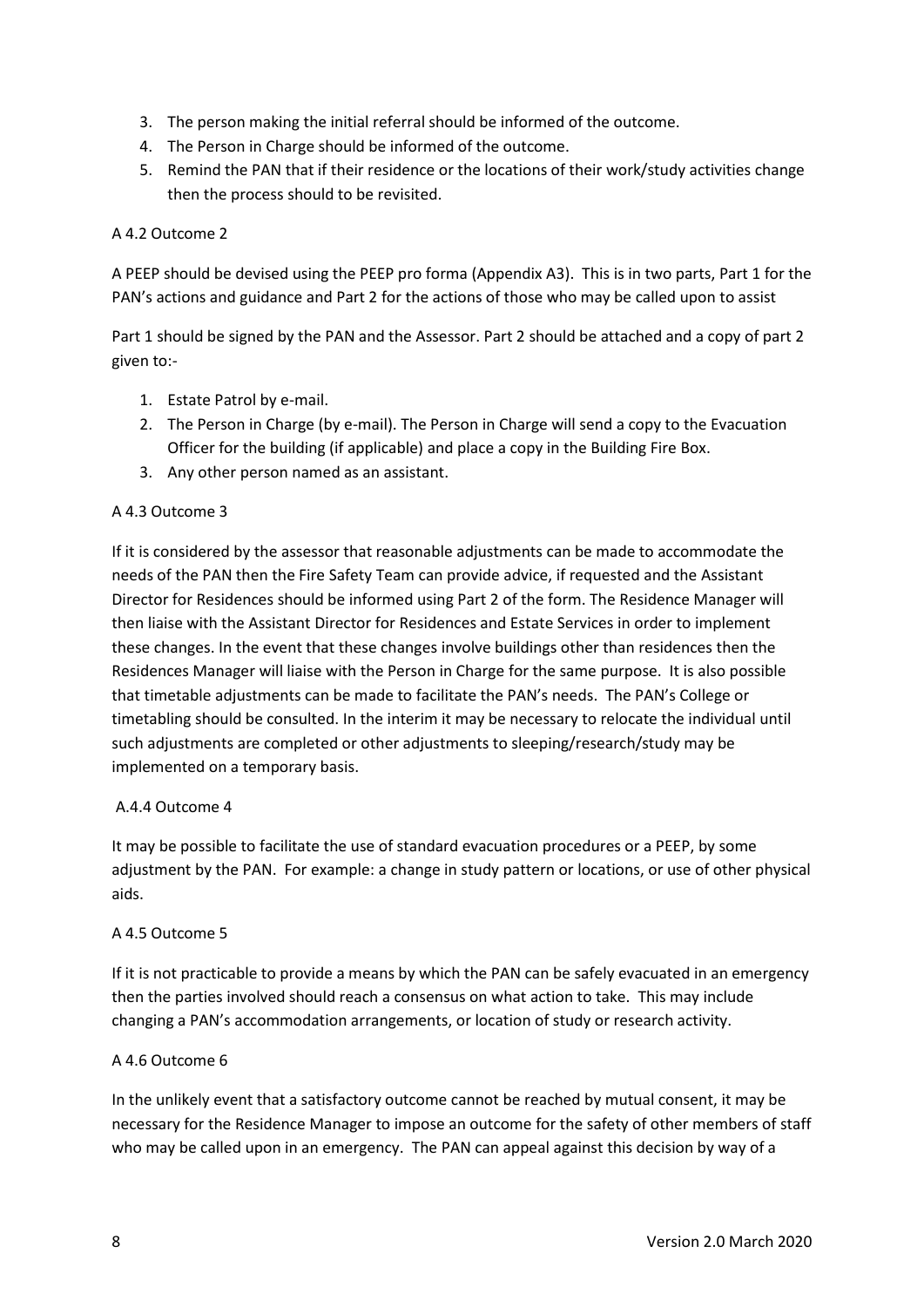3. The person making the initial referral should be informed of the outcome.
4. The Person in Charge should be informed of the outcome.
5. Remind the PAN that if their residence or the locations of their work/study activities change then the process should to be revisited.

A 4.2 Outcome 2

A PEEP should be devised using the PEEP pro forma (Appendix A3). This is in two parts, Part 1 for the PAN's actions and guidance and Part 2 for the actions of those who may be called upon to assist

Part 1 should be signed by the PAN and the Assessor. Part 2 should be attached and a copy of part 2 given to:-

1. Estate Patrol by e-mail.
2. The Person in Charge (by e-mail). The Person in Charge will send a copy to the Evacuation Officer for the building (if applicable) and place a copy in the Building Fire Box.
3. Any other person named as an assistant.

A 4.3 Outcome 3

If it is considered by the assessor that reasonable adjustments can be made to accommodate the needs of the PAN then the Fire Safety Team can provide advice, if requested and the Assistant Director for Residences should be informed using Part 2 of the form. The Residence Manager will then liaise with the Assistant Director for Residences and Estate Services in order to implement these changes. In the event that these changes involve buildings other than residences then the Residences Manager will liaise with the Person in Charge for the same purpose. It is also possible that timetable adjustments can be made to facilitate the PAN's needs. The PAN's College or timetabling should be consulted. In the interim it may be necessary to relocate the individual until such adjustments are completed or other adjustments to sleeping/research/study may be implemented on a temporary basis.

A.4.4 Outcome 4

It may be possible to facilitate the use of standard evacuation procedures or a PEEP, by some adjustment by the PAN. For example: a change in study pattern or locations, or use of other physical aids.

A 4.5 Outcome 5

If it is not practicable to provide a means by which the PAN can be safely evacuated in an emergency then the parties involved should reach a consensus on what action to take. This may include changing a PAN's accommodation arrangements, or location of study or research activity.

A 4.6 Outcome 6

In the unlikely event that a satisfactory outcome cannot be reached by mutual consent, it may be necessary for the Residence Manager to impose an outcome for the safety of other members of staff who may be called upon in an emergency. The PAN can appeal against this decision by way of a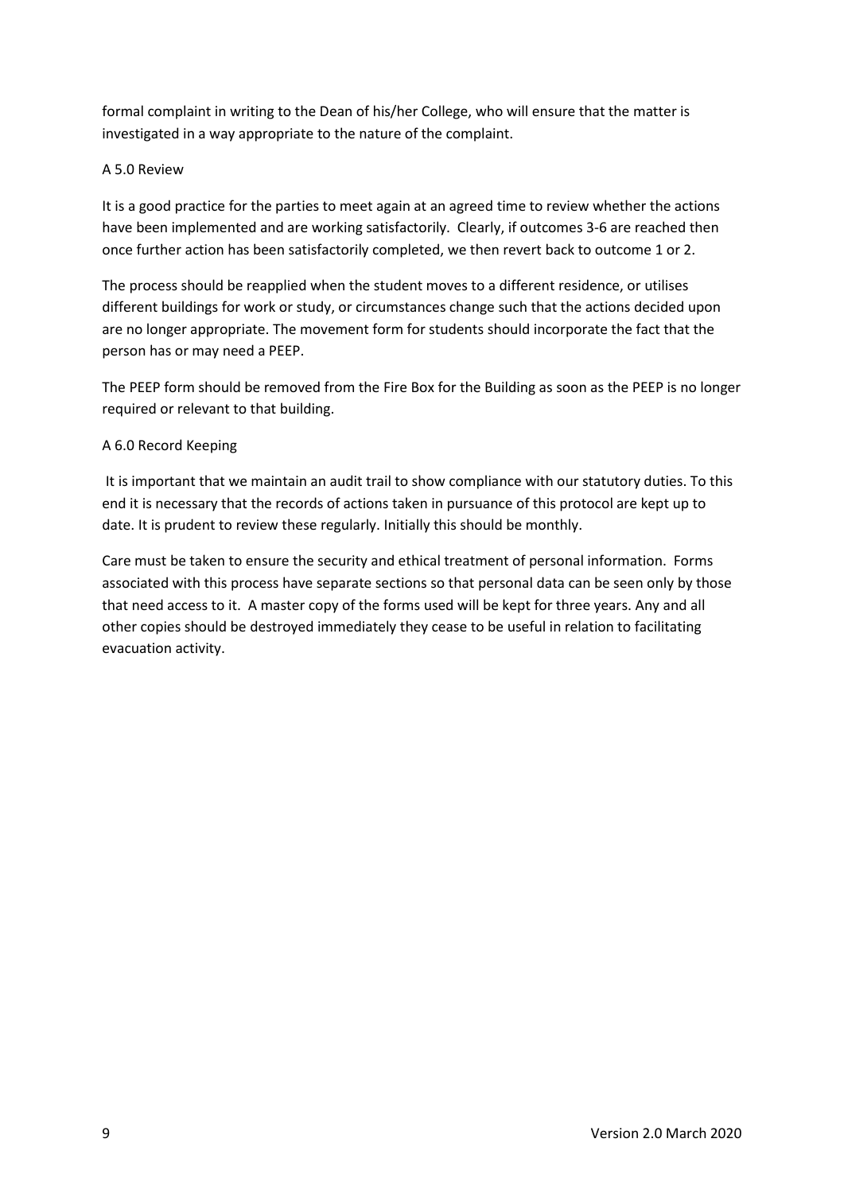formal complaint in writing to the Dean of his/her College, who will ensure that the matter is investigated in a way appropriate to the nature of the complaint.

## A 5.0 Review

It is a good practice for the parties to meet again at an agreed time to review whether the actions have been implemented and are working satisfactorily. Clearly, if outcomes 3-6 are reached then once further action has been satisfactorily completed, we then revert back to outcome 1 or 2.

The process should be reapplied when the student moves to a different residence, or utilises different buildings for work or study, or circumstances change such that the actions decided upon are no longer appropriate. The movement form for students should incorporate the fact that the person has or may need a PEEP.

The PEEP form should be removed from the Fire Box for the Building as soon as the PEEP is no longer required or relevant to that building.

## A 6.0 Record Keeping

It is important that we maintain an audit trail to show compliance with our statutory duties. To this end it is necessary that the records of actions taken in pursuance of this protocol are kept up to date. It is prudent to review these regularly. Initially this should be monthly.

Care must be taken to ensure the security and ethical treatment of personal information. Forms associated with this process have separate sections so that personal data can be seen only by those that need access to it. A master copy of the forms used will be kept for three years. Any and all other copies should be destroyed immediately they cease to be useful in relation to facilitating evacuation activity.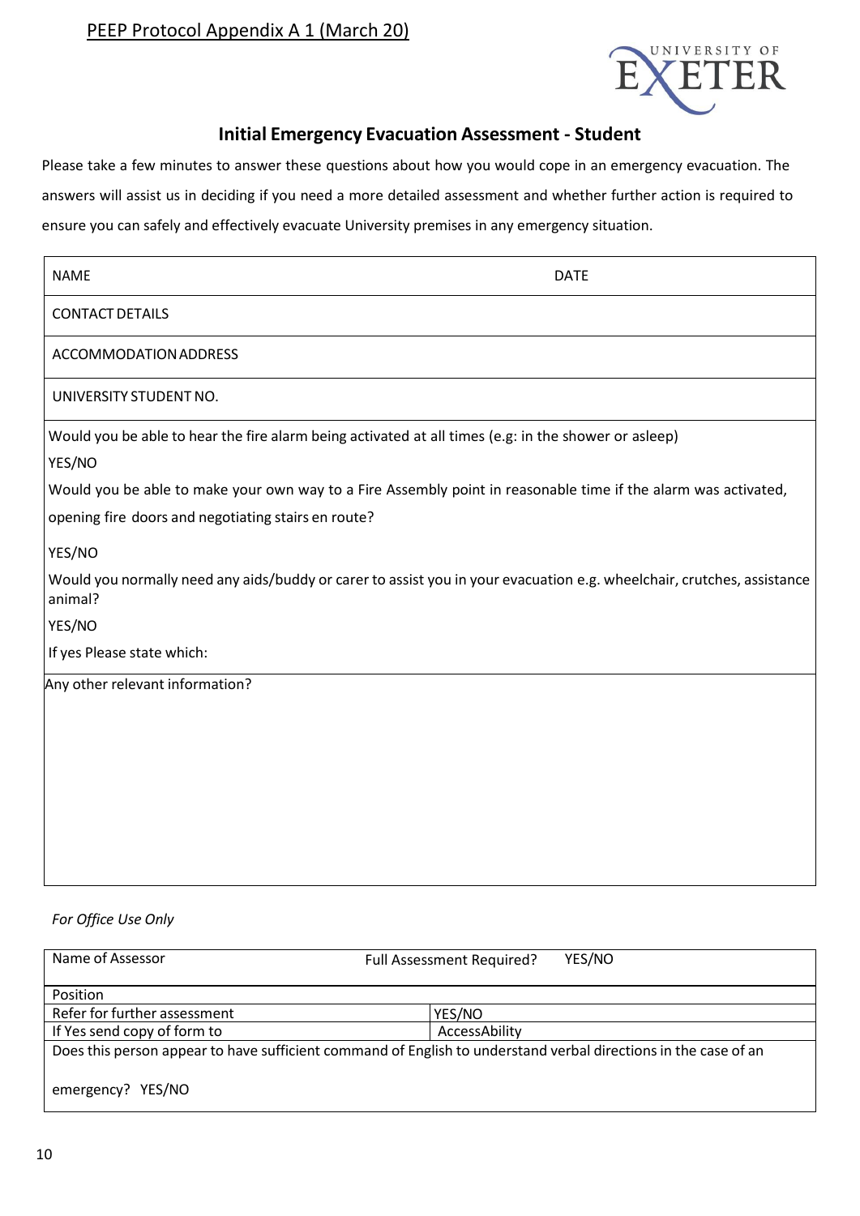PEEP Protocol Appendix A 1 (March 20)

## Initial Emergency Evacuation Assessment - Student

Please take a few minutes to answer these questions about how you would cope in an emergency evacuation. The answers will assist us in deciding if you need a more detailed assessment and whether further action is required to ensure you can safely and effectively evacuate University premises in any emergency situation.

| NAME | DATE |
|---|---|
| CONTACT DETAILS | |
| ACCOMMODATION ADDRESS | |
| UNIVERSITY STUDENT NO. | |

Would you be able to hear the fire alarm being activated at all times (e.g: in the shower or asleep)

YES/NO

Would you be able to make your own way to a Fire Assembly point in reasonable time if the alarm was activated, opening fire doors and negotiating stairs en route?

YES/NO

Would you normally need any aids/buddy or carer to assist you in your evacuation e.g. wheelchair, crutches, assistance animal?

YES/NO

If yes Please state which:

Any other relevant information?

*For Office Use Only*

| Name of Assessor | Full Assessment Required? YES/NO |
|---|---|
| Position | |
| Refer for further assessment | YES/NO |
| If Yes send copy of form to | AccessAbility |
| Does this person appear to have sufficient command of English to understand verbal directions in the case of an emergency? YES/NO | |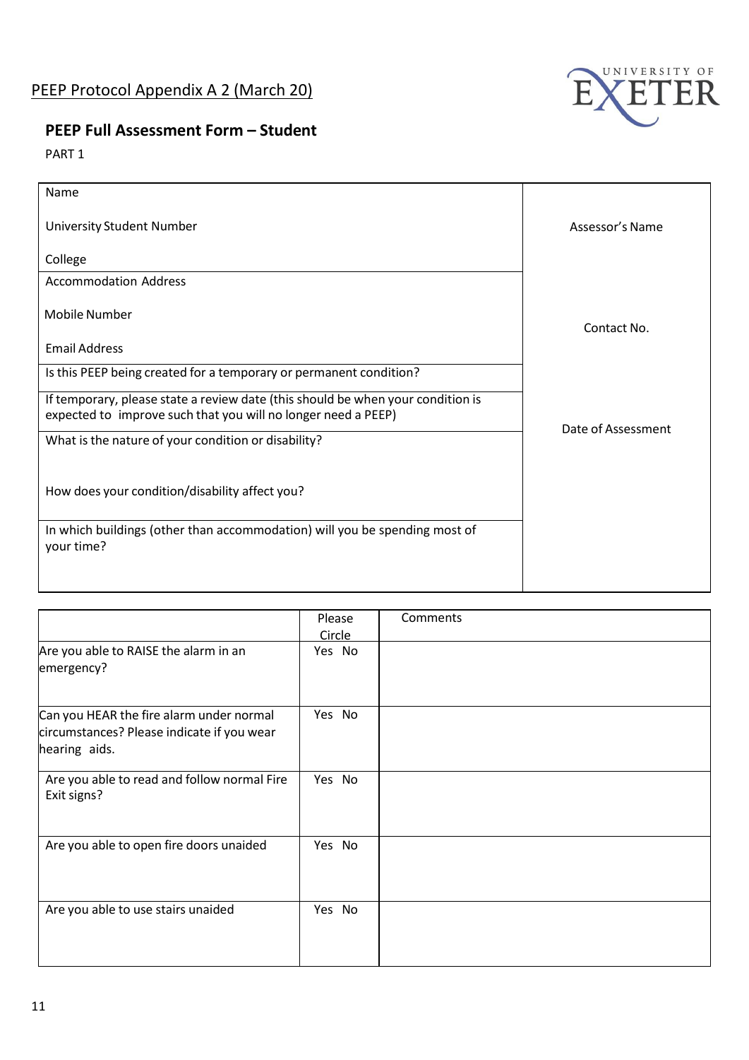PEEP Protocol Appendix A 2 (March 20)

## PEEP Full Assessment Form – Student

PART 1

| | |
|---|---|
| Name<br><br>University Student Number<br><br>College | Assessor's Name |
| Accommodation Address<br><br>Mobile Number<br><br>Email Address | Contact No. |
| Is this PEEP being created for a temporary or permanent condition? | |
| If temporary, please state a review date (this should be when your condition is expected to improve such that you will no longer need a PEEP) | Date of Assessment |
| What is the nature of your condition or disability?<br><br>How does your condition/disability affect you? | |
| In which buildings (other than accommodation) will you be spending most of your time? | |

| | Please Circle | Comments |
|---|---|---|
| Are you able to RAISE the alarm in an emergency? | Yes No | |
| Can you HEAR the fire alarm under normal circumstances? Please indicate if you wear hearing aids. | Yes No | |
| Are you able to read and follow normal Fire Exit signs? | Yes No | |
| Are you able to open fire doors unaided | Yes No | |
| Are you able to use stairs unaided | Yes No | |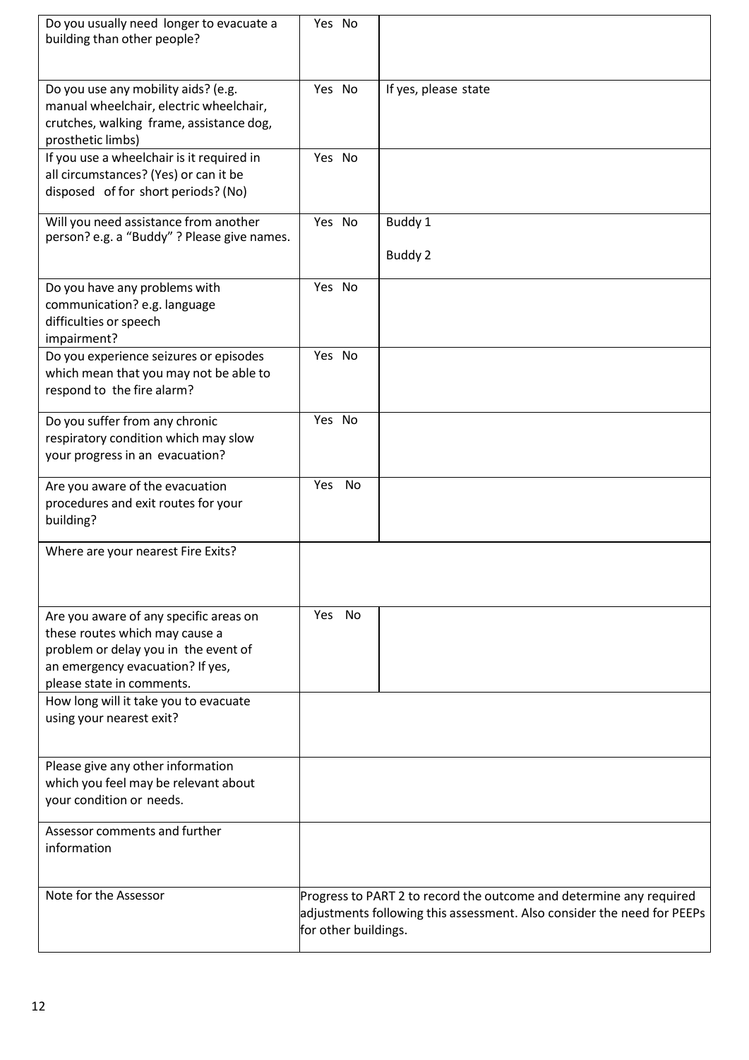| Question | Yes/No | Comments |
|---|---|---|
| Do you usually need longer to evacuate a building than other people? | Yes No | |
| Do you use any mobility aids? (e.g. manual wheelchair, electric wheelchair, crutches, walking frame, assistance dog, prosthetic limbs) | Yes No | If yes, please state |
| If you use a wheelchair is it required in all circumstances? (Yes) or can it be disposed of for short periods? (No) | Yes No | |
| Will you need assistance from another person? e.g. a "Buddy" ? Please give names. | Yes No | Buddy 1<br><br>Buddy 2 |
| Do you have any problems with communication? e.g. language difficulties or speech impairment? | Yes No | |
| Do you experience seizures or episodes which mean that you may not be able to respond to the fire alarm? | Yes No | |
| Do you suffer from any chronic respiratory condition which may slow your progress in an evacuation? | Yes No | |
| Are you aware of the evacuation procedures and exit routes for your building? | Yes No | |
| Where are your nearest Fire Exits? | | |
| Are you aware of any specific areas on these routes which may cause a problem or delay you in the event of an emergency evacuation? If yes, please state in comments. | Yes No | |
| How long will it take you to evacuate using your nearest exit? | | |
| Please give any other information which you feel may be relevant about your condition or needs. | | |
| Assessor comments and further information | | |
| Note for the Assessor | Progress to PART 2 to record the outcome and determine any required adjustments following this assessment. Also consider the need for PEEPs for other buildings. | |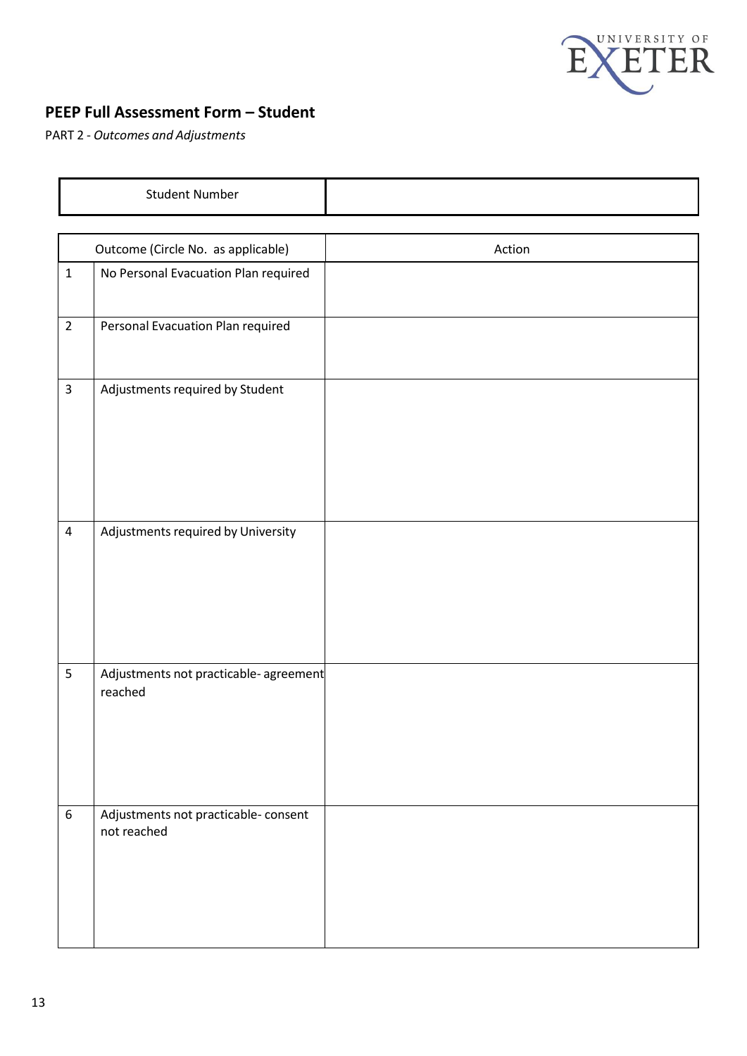## PEEP Full Assessment Form – Student

PART 2 - *Outcomes and Adjustments*

| Student Number | |
|---|---|

| | Outcome (Circle No. as applicable) | Action |
|---|---|---|
| 1 | No Personal Evacuation Plan required | |
| 2 | Personal Evacuation Plan required | |
| 3 | Adjustments required by Student | |
| 4 | Adjustments required by University | |
| 5 | Adjustments not practicable- agreement reached | |
| 6 | Adjustments not practicable- consent not reached | |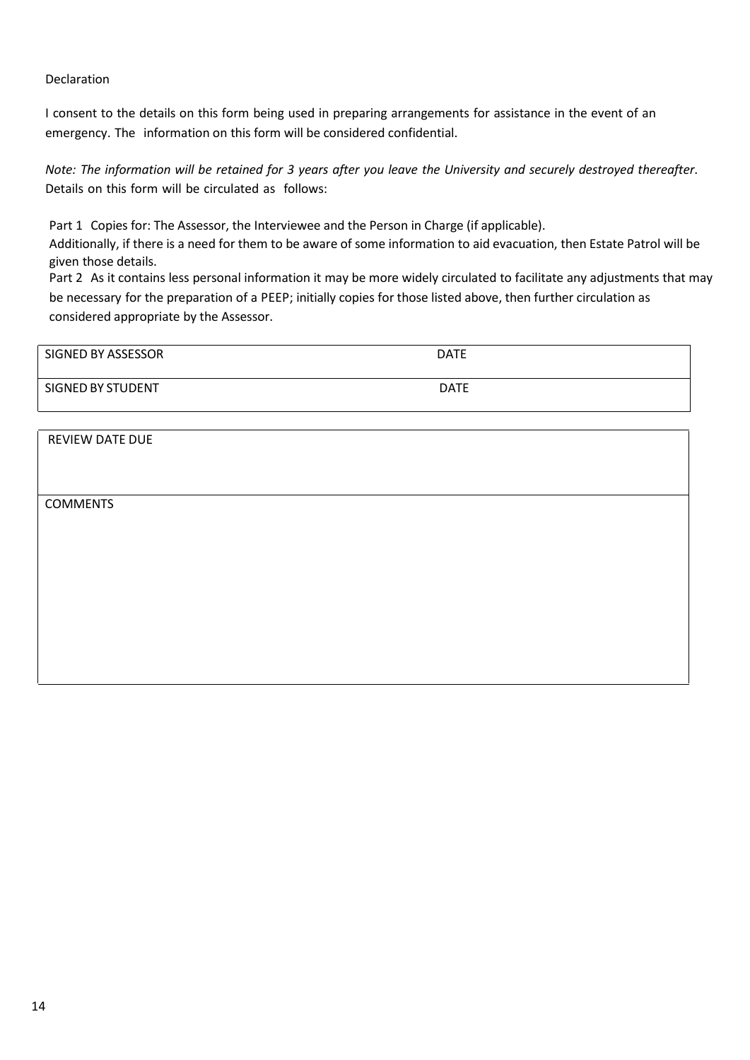Declaration

I consent to the details on this form being used in preparing arrangements for assistance in the event of an emergency. The information on this form will be considered confidential.

*Note: The information will be retained for 3 years after you leave the University and securely destroyed thereafter.* Details on this form will be circulated as follows:

Part 1 Copies for: The Assessor, the Interviewee and the Person in Charge (if applicable).
Additionally, if there is a need for them to be aware of some information to aid evacuation, then Estate Patrol will be given those details.
Part 2 As it contains less personal information it may be more widely circulated to facilitate any adjustments that may be necessary for the preparation of a PEEP; initially copies for those listed above, then further circulation as considered appropriate by the Assessor.

| SIGNED BY ASSESSOR | DATE |
|---|---|
| SIGNED BY STUDENT | DATE |

| REVIEW DATE DUE |
|---|
| COMMENTS |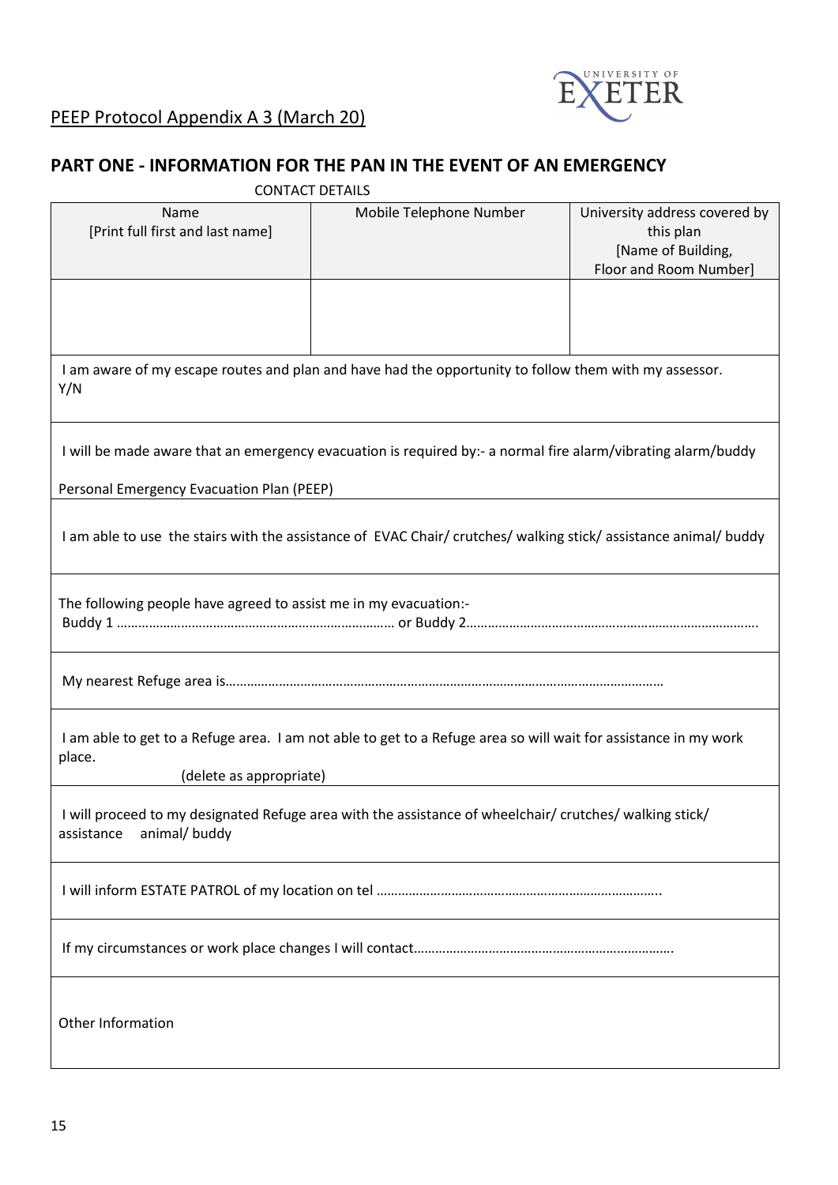PEEP Protocol Appendix A 3 (March 20)

## PART ONE - INFORMATION FOR THE PAN IN THE EVENT OF AN EMERGENCY

CONTACT DETAILS

| Name [Print full first and last name] | Mobile Telephone Number | University address covered by this plan [Name of Building, Floor and Room Number] |
|---|---|---|
| | | |
| I am aware of my escape routes and plan and have had the opportunity to follow them with my assessor. Y/N | | |
| I will be made aware that an emergency evacuation is required by:- a normal fire alarm/vibrating alarm/buddy | | |
| Personal Emergency Evacuation Plan (PEEP) | | |
| I am able to use the stairs with the assistance of EVAC Chair/ crutches/ walking stick/ assistance animal/ buddy | | |
| The following people have agreed to assist me in my evacuation:- Buddy 1 …………………………………………………………………… or Buddy 2……………………………………………………………………… | | |
| My nearest Refuge area is………………………………………………………………………………………………………… | | |
| I am able to get to a Refuge area. I am not able to get to a Refuge area so will wait for assistance in my work place. (delete as appropriate) | | |
| I will proceed to my designated Refuge area with the assistance of wheelchair/ crutches/ walking stick/ assistance animal/ buddy | | |
| I will inform ESTATE PATROL of my location on tel …………………………………………………………………….. | | |
| If my circumstances or work place changes I will contact………………………………………………………………. | | |
| Other Information | | |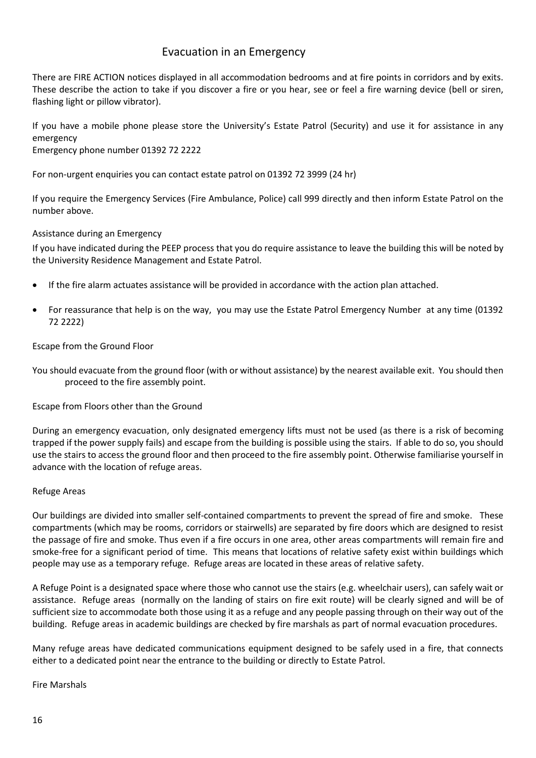# Evacuation in an Emergency

There are FIRE ACTION notices displayed in all accommodation bedrooms and at fire points in corridors and by exits. These describe the action to take if you discover a fire or you hear, see or feel a fire warning device (bell or siren, flashing light or pillow vibrator).

If you have a mobile phone please store the University's Estate Patrol (Security) and use it for assistance in any emergency
Emergency phone number 01392 72 2222

For non-urgent enquiries you can contact estate patrol on 01392 72 3999 (24 hr)

If you require the Emergency Services (Fire Ambulance, Police) call 999 directly and then inform Estate Patrol on the number above.

## Assistance during an Emergency

If you have indicated during the PEEP process that you do require assistance to leave the building this will be noted by the University Residence Management and Estate Patrol.

- If the fire alarm actuates assistance will be provided in accordance with the action plan attached.
- For reassurance that help is on the way, you may use the Estate Patrol Emergency Number at any time (01392 72 2222)

## Escape from the Ground Floor

You should evacuate from the ground floor (with or without assistance) by the nearest available exit. You should then proceed to the fire assembly point.

## Escape from Floors other than the Ground

During an emergency evacuation, only designated emergency lifts must not be used (as there is a risk of becoming trapped if the power supply fails) and escape from the building is possible using the stairs. If able to do so, you should use the stairs to access the ground floor and then proceed to the fire assembly point. Otherwise familiarise yourself in advance with the location of refuge areas.

## Refuge Areas

Our buildings are divided into smaller self-contained compartments to prevent the spread of fire and smoke. These compartments (which may be rooms, corridors or stairwells) are separated by fire doors which are designed to resist the passage of fire and smoke. Thus even if a fire occurs in one area, other areas compartments will remain fire and smoke-free for a significant period of time. This means that locations of relative safety exist within buildings which people may use as a temporary refuge. Refuge areas are located in these areas of relative safety.

A Refuge Point is a designated space where those who cannot use the stairs (e.g. wheelchair users), can safely wait or assistance. Refuge areas (normally on the landing of stairs on fire exit route) will be clearly signed and will be of sufficient size to accommodate both those using it as a refuge and any people passing through on their way out of the building. Refuge areas in academic buildings are checked by fire marshals as part of normal evacuation procedures.

Many refuge areas have dedicated communications equipment designed to be safely used in a fire, that connects either to a dedicated point near the entrance to the building or directly to Estate Patrol.

## Fire Marshals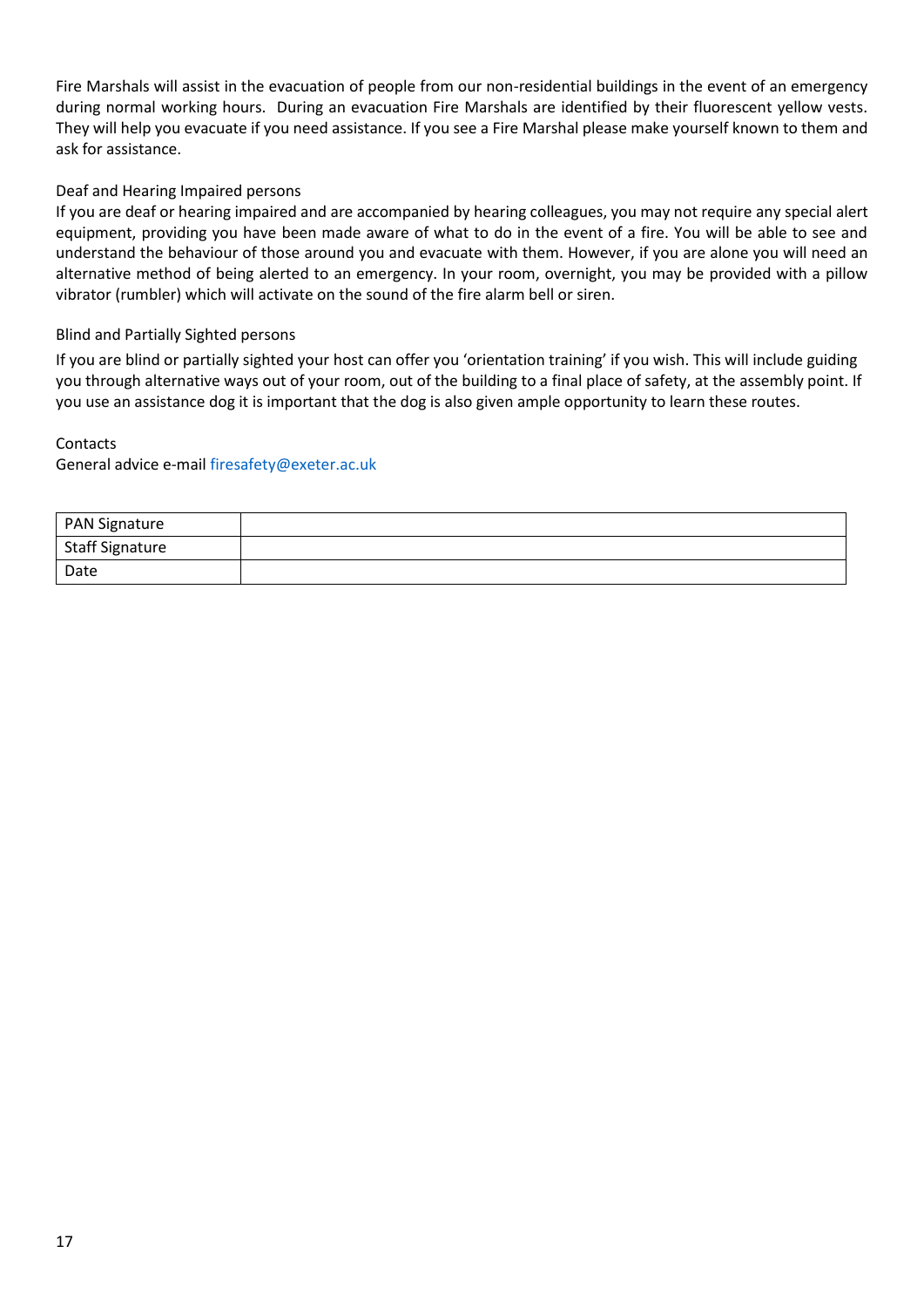Fire Marshals will assist in the evacuation of people from our non-residential buildings in the event of an emergency during normal working hours. During an evacuation Fire Marshals are identified by their fluorescent yellow vests. They will help you evacuate if you need assistance. If you see a Fire Marshal please make yourself known to them and ask for assistance.

Deaf and Hearing Impaired persons

If you are deaf or hearing impaired and are accompanied by hearing colleagues, you may not require any special alert equipment, providing you have been made aware of what to do in the event of a fire. You will be able to see and understand the behaviour of those around you and evacuate with them. However, if you are alone you will need an alternative method of being alerted to an emergency. In your room, overnight, you may be provided with a pillow vibrator (rumbler) which will activate on the sound of the fire alarm bell or siren.

Blind and Partially Sighted persons

If you are blind or partially sighted your host can offer you 'orientation training' if you wish. This will include guiding you through alternative ways out of your room, out of the building to a final place of safety, at the assembly point. If you use an assistance dog it is important that the dog is also given ample opportunity to learn these routes.

Contacts

General advice e-mail firesafety@exeter.ac.uk

| PAN Signature | |
|---|---|
| Staff Signature | |
| Date | |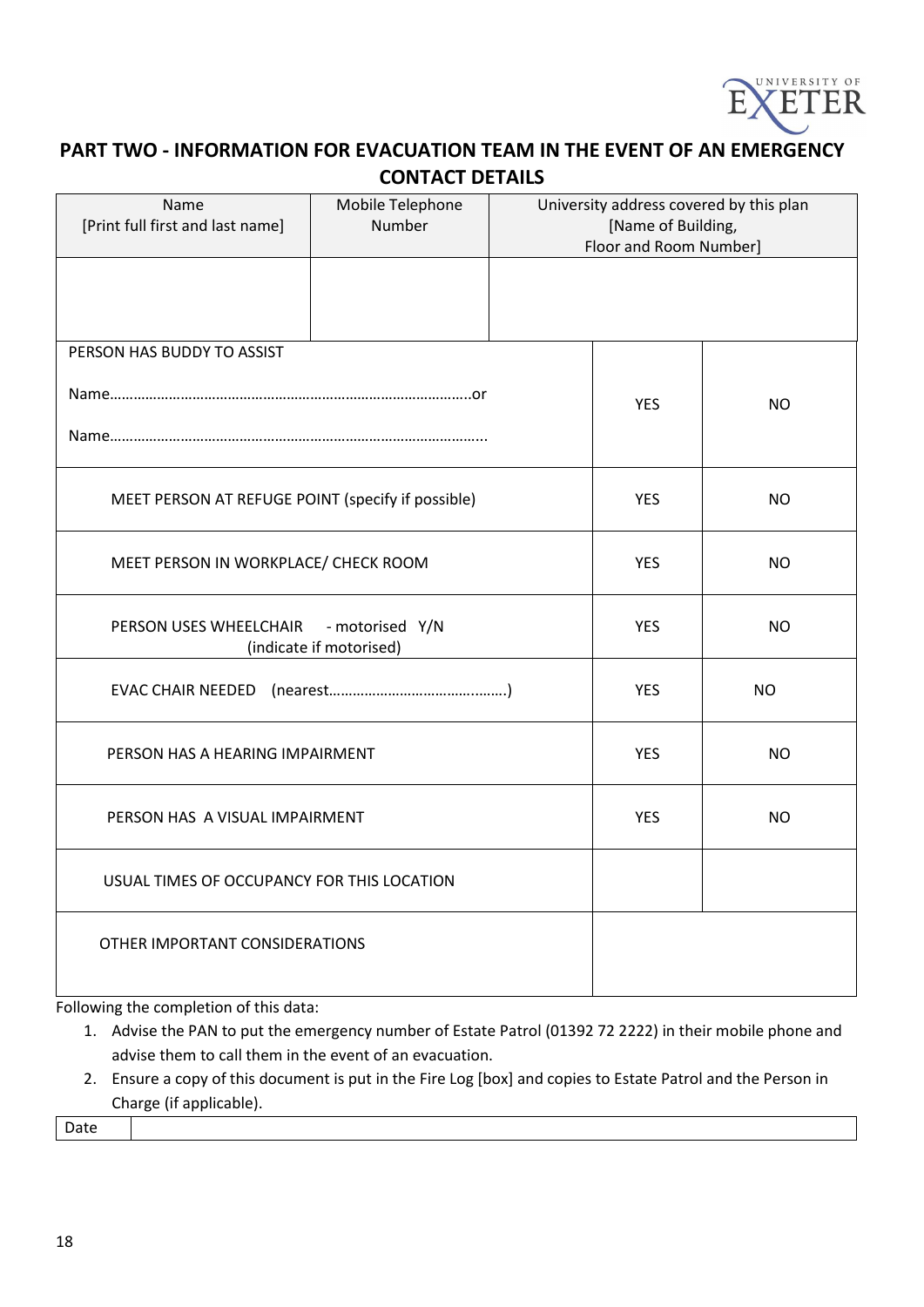## PART TWO - INFORMATION FOR EVACUATION TEAM IN THE EVENT OF AN EMERGENCY CONTACT DETAILS

| Name [Print full first and last name] | Mobile Telephone Number | University address covered by this plan [Name of Building, Floor and Room Number] |
|---|---|---|
| | | |

| | | |
|---|---|---|
| PERSON HAS BUDDY TO ASSIST<br>Name……………………………………………………………………………or<br>Name………………………………………………………………………………... | YES | NO |
| MEET PERSON AT REFUGE POINT (specify if possible) | YES | NO |
| MEET PERSON IN WORKPLACE/ CHECK ROOM | YES | NO |
| PERSON USES WHEELCHAIR - motorised Y/N (indicate if motorised) | YES | NO |
| EVAC CHAIR NEEDED (nearest……………………………….……) | YES | NO |
| PERSON HAS A HEARING IMPAIRMENT | YES | NO |
| PERSON HAS A VISUAL IMPAIRMENT | YES | NO |
| USUAL TIMES OF OCCUPANCY FOR THIS LOCATION | | |
| OTHER IMPORTANT CONSIDERATIONS | | |

Following the completion of this data:

1. Advise the PAN to put the emergency number of Estate Patrol (01392 72 2222) in their mobile phone and advise them to call them in the event of an evacuation.
2. Ensure a copy of this document is put in the Fire Log [box] and copies to Estate Patrol and the Person in Charge (if applicable).

| Date | |
|---|---|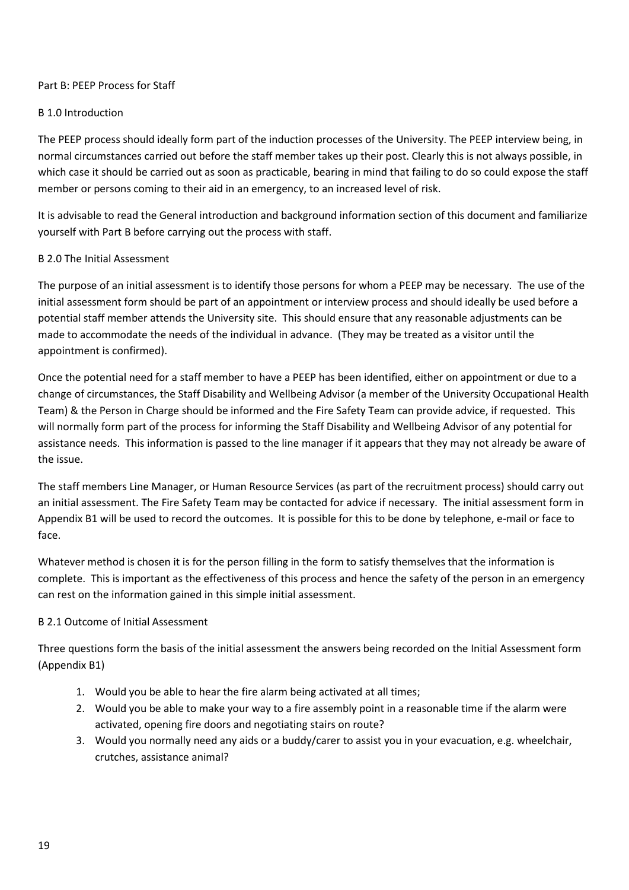## Part B: PEEP Process for Staff

### B 1.0 Introduction

The PEEP process should ideally form part of the induction processes of the University. The PEEP interview being, in normal circumstances carried out before the staff member takes up their post. Clearly this is not always possible, in which case it should be carried out as soon as practicable, bearing in mind that failing to do so could expose the staff member or persons coming to their aid in an emergency, to an increased level of risk.

It is advisable to read the General introduction and background information section of this document and familiarize yourself with Part B before carrying out the process with staff.

### B 2.0 The Initial Assessment

The purpose of an initial assessment is to identify those persons for whom a PEEP may be necessary. The use of the initial assessment form should be part of an appointment or interview process and should ideally be used before a potential staff member attends the University site. This should ensure that any reasonable adjustments can be made to accommodate the needs of the individual in advance. (They may be treated as a visitor until the appointment is confirmed).

Once the potential need for a staff member to have a PEEP has been identified, either on appointment or due to a change of circumstances, the Staff Disability and Wellbeing Advisor (a member of the University Occupational Health Team) & the Person in Charge should be informed and the Fire Safety Team can provide advice, if requested. This will normally form part of the process for informing the Staff Disability and Wellbeing Advisor of any potential for assistance needs. This information is passed to the line manager if it appears that they may not already be aware of the issue.

The staff members Line Manager, or Human Resource Services (as part of the recruitment process) should carry out an initial assessment. The Fire Safety Team may be contacted for advice if necessary. The initial assessment form in Appendix B1 will be used to record the outcomes. It is possible for this to be done by telephone, e-mail or face to face.

Whatever method is chosen it is for the person filling in the form to satisfy themselves that the information is complete. This is important as the effectiveness of this process and hence the safety of the person in an emergency can rest on the information gained in this simple initial assessment.

### B 2.1 Outcome of Initial Assessment

Three questions form the basis of the initial assessment the answers being recorded on the Initial Assessment form (Appendix B1)

1. Would you be able to hear the fire alarm being activated at all times;
2. Would you be able to make your way to a fire assembly point in a reasonable time if the alarm were activated, opening fire doors and negotiating stairs on route?
3. Would you normally need any aids or a buddy/carer to assist you in your evacuation, e.g. wheelchair, crutches, assistance animal?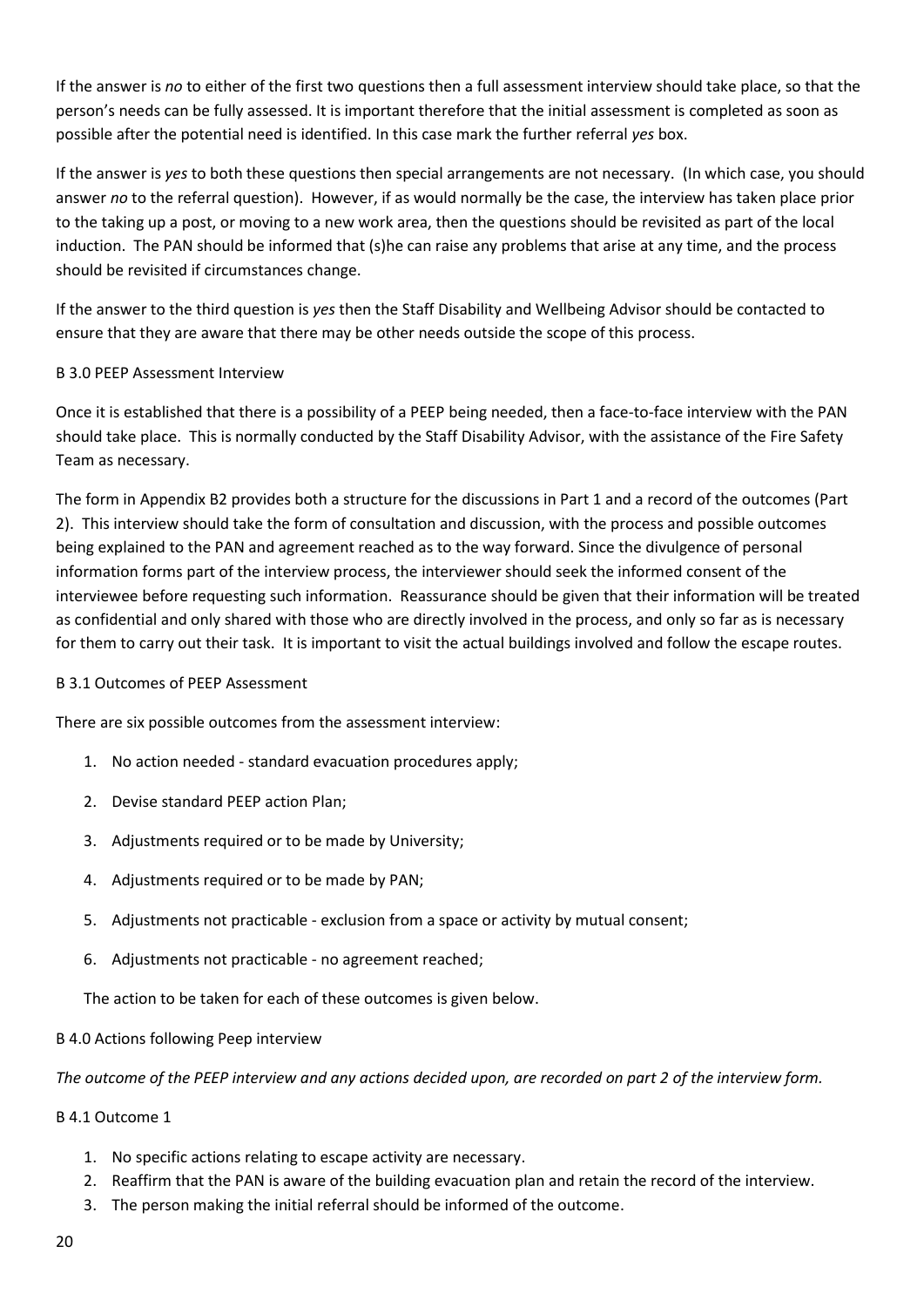If the answer is *no* to either of the first two questions then a full assessment interview should take place, so that the person's needs can be fully assessed. It is important therefore that the initial assessment is completed as soon as possible after the potential need is identified. In this case mark the further referral *yes* box.

If the answer is *yes* to both these questions then special arrangements are not necessary. (In which case, you should answer *no* to the referral question). However, if as would normally be the case, the interview has taken place prior to the taking up a post, or moving to a new work area, then the questions should be revisited as part of the local induction. The PAN should be informed that (s)he can raise any problems that arise at any time, and the process should be revisited if circumstances change.

If the answer to the third question is *yes* then the Staff Disability and Wellbeing Advisor should be contacted to ensure that they are aware that there may be other needs outside the scope of this process.

## B 3.0 PEEP Assessment Interview

Once it is established that there is a possibility of a PEEP being needed, then a face-to-face interview with the PAN should take place. This is normally conducted by the Staff Disability Advisor, with the assistance of the Fire Safety Team as necessary.

The form in Appendix B2 provides both a structure for the discussions in Part 1 and a record of the outcomes (Part 2). This interview should take the form of consultation and discussion, with the process and possible outcomes being explained to the PAN and agreement reached as to the way forward. Since the divulgence of personal information forms part of the interview process, the interviewer should seek the informed consent of the interviewee before requesting such information. Reassurance should be given that their information will be treated as confidential and only shared with those who are directly involved in the process, and only so far as is necessary for them to carry out their task. It is important to visit the actual buildings involved and follow the escape routes.

## B 3.1 Outcomes of PEEP Assessment

There are six possible outcomes from the assessment interview:

1. No action needed - standard evacuation procedures apply;
2. Devise standard PEEP action Plan;
3. Adjustments required or to be made by University;
4. Adjustments required or to be made by PAN;
5. Adjustments not practicable - exclusion from a space or activity by mutual consent;
6. Adjustments not practicable - no agreement reached;

The action to be taken for each of these outcomes is given below.

## B 4.0 Actions following Peep interview

*The outcome of the PEEP interview and any actions decided upon, are recorded on part 2 of the interview form.*

### B 4.1 Outcome 1

1. No specific actions relating to escape activity are necessary.
2. Reaffirm that the PAN is aware of the building evacuation plan and retain the record of the interview.
3. The person making the initial referral should be informed of the outcome.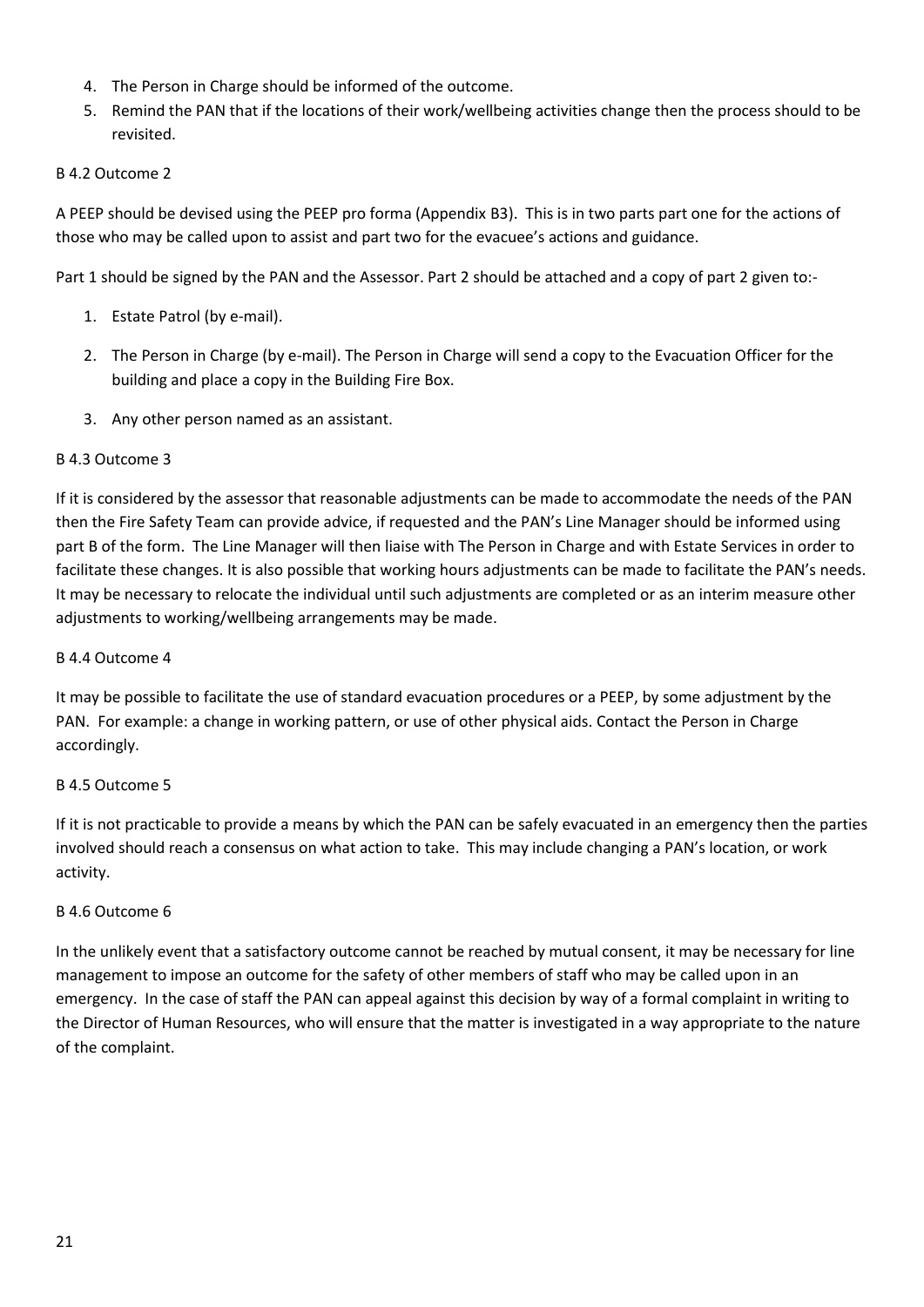4. The Person in Charge should be informed of the outcome.
5. Remind the PAN that if the locations of their work/wellbeing activities change then the process should to be revisited.

B 4.2 Outcome 2

A PEEP should be devised using the PEEP pro forma (Appendix B3). This is in two parts part one for the actions of those who may be called upon to assist and part two for the evacuee's actions and guidance.

Part 1 should be signed by the PAN and the Assessor. Part 2 should be attached and a copy of part 2 given to:-

1. Estate Patrol (by e-mail).
2. The Person in Charge (by e-mail). The Person in Charge will send a copy to the Evacuation Officer for the building and place a copy in the Building Fire Box.
3. Any other person named as an assistant.

B 4.3 Outcome 3

If it is considered by the assessor that reasonable adjustments can be made to accommodate the needs of the PAN then the Fire Safety Team can provide advice, if requested and the PAN's Line Manager should be informed using part B of the form. The Line Manager will then liaise with The Person in Charge and with Estate Services in order to facilitate these changes. It is also possible that working hours adjustments can be made to facilitate the PAN's needs. It may be necessary to relocate the individual until such adjustments are completed or as an interim measure other adjustments to working/wellbeing arrangements may be made.

B 4.4 Outcome 4

It may be possible to facilitate the use of standard evacuation procedures or a PEEP, by some adjustment by the PAN. For example: a change in working pattern, or use of other physical aids. Contact the Person in Charge accordingly.

B 4.5 Outcome 5

If it is not practicable to provide a means by which the PAN can be safely evacuated in an emergency then the parties involved should reach a consensus on what action to take. This may include changing a PAN's location, or work activity.

B 4.6 Outcome 6

In the unlikely event that a satisfactory outcome cannot be reached by mutual consent, it may be necessary for line management to impose an outcome for the safety of other members of staff who may be called upon in an emergency. In the case of staff the PAN can appeal against this decision by way of a formal complaint in writing to the Director of Human Resources, who will ensure that the matter is investigated in a way appropriate to the nature of the complaint.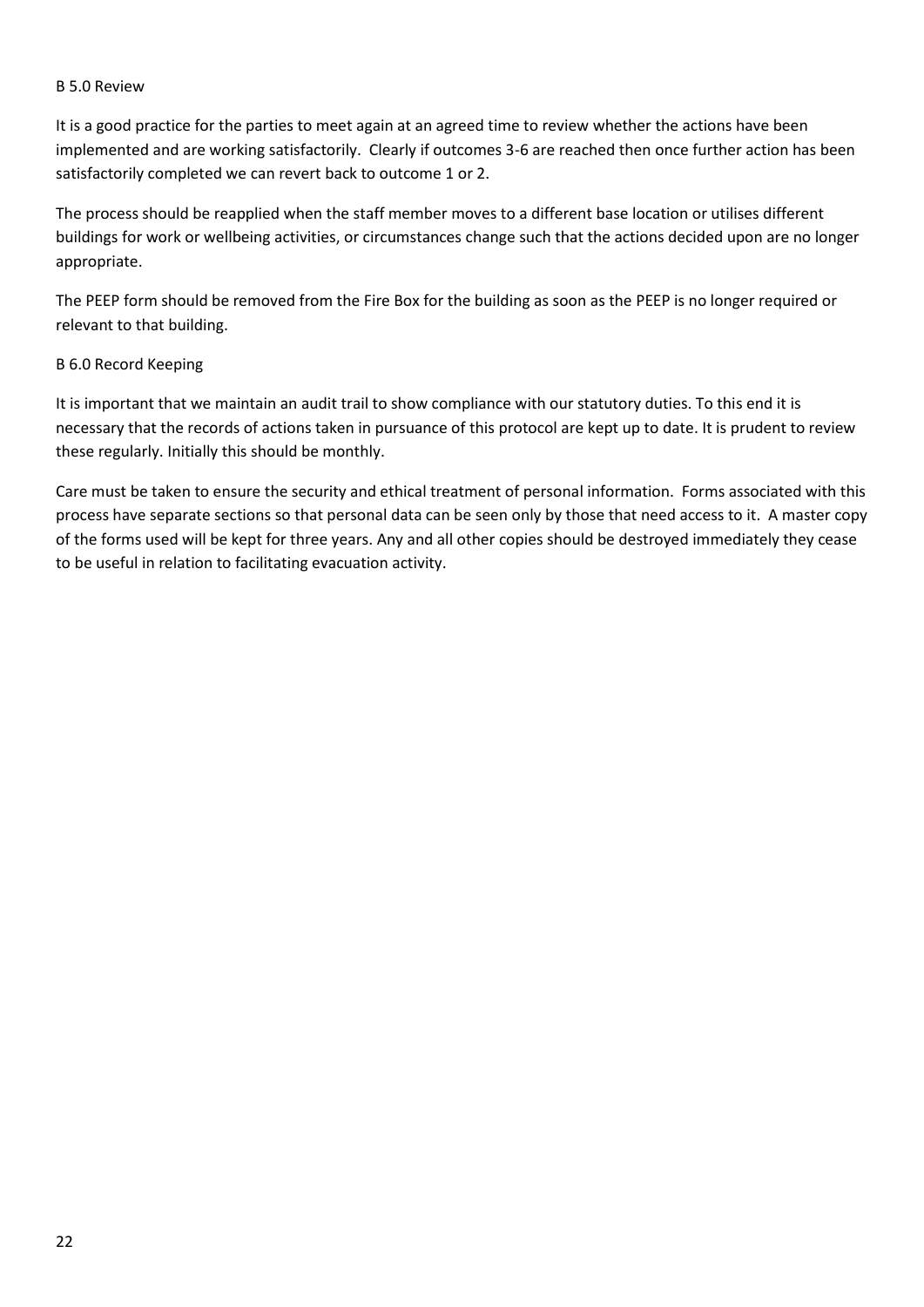## B 5.0 Review

It is a good practice for the parties to meet again at an agreed time to review whether the actions have been implemented and are working satisfactorily. Clearly if outcomes 3-6 are reached then once further action has been satisfactorily completed we can revert back to outcome 1 or 2.

The process should be reapplied when the staff member moves to a different base location or utilises different buildings for work or wellbeing activities, or circumstances change such that the actions decided upon are no longer appropriate.

The PEEP form should be removed from the Fire Box for the building as soon as the PEEP is no longer required or relevant to that building.

## B 6.0 Record Keeping

It is important that we maintain an audit trail to show compliance with our statutory duties. To this end it is necessary that the records of actions taken in pursuance of this protocol are kept up to date. It is prudent to review these regularly. Initially this should be monthly.

Care must be taken to ensure the security and ethical treatment of personal information. Forms associated with this process have separate sections so that personal data can be seen only by those that need access to it. A master copy of the forms used will be kept for three years. Any and all other copies should be destroyed immediately they cease to be useful in relation to facilitating evacuation activity.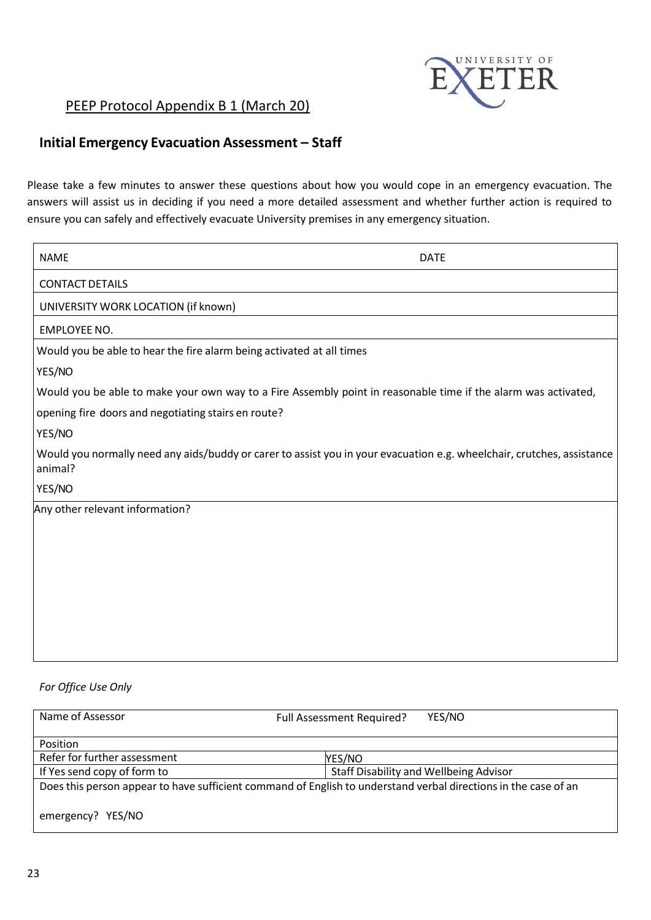PEEP Protocol Appendix B 1 (March 20)

## Initial Emergency Evacuation Assessment – Staff

Please take a few minutes to answer these questions about how you would cope in an emergency evacuation. The answers will assist us in deciding if you need a more detailed assessment and whether further action is required to ensure you can safely and effectively evacuate University premises in any emergency situation.

| NAME | DATE |
|---|---|
| CONTACT DETAILS | |
| UNIVERSITY WORK LOCATION (if known) | |
| EMPLOYEE NO. | |
| Would you be able to hear the fire alarm being activated at all times<br>YES/NO<br>Would you be able to make your own way to a Fire Assembly point in reasonable time if the alarm was activated, opening fire doors and negotiating stairs en route?<br>YES/NO<br>Would you normally need any aids/buddy or carer to assist you in your evacuation e.g. wheelchair, crutches, assistance animal?<br>YES/NO | |
| Any other relevant information? | |

*For Office Use Only*

| Name of Assessor | Full Assessment Required? YES/NO |
|---|---|
| Position | |
| Refer for further assessment | YES/NO |
| If Yes send copy of form to | Staff Disability and Wellbeing Advisor |
| Does this person appear to have sufficient command of English to understand verbal directions in the case of an emergency? YES/NO | |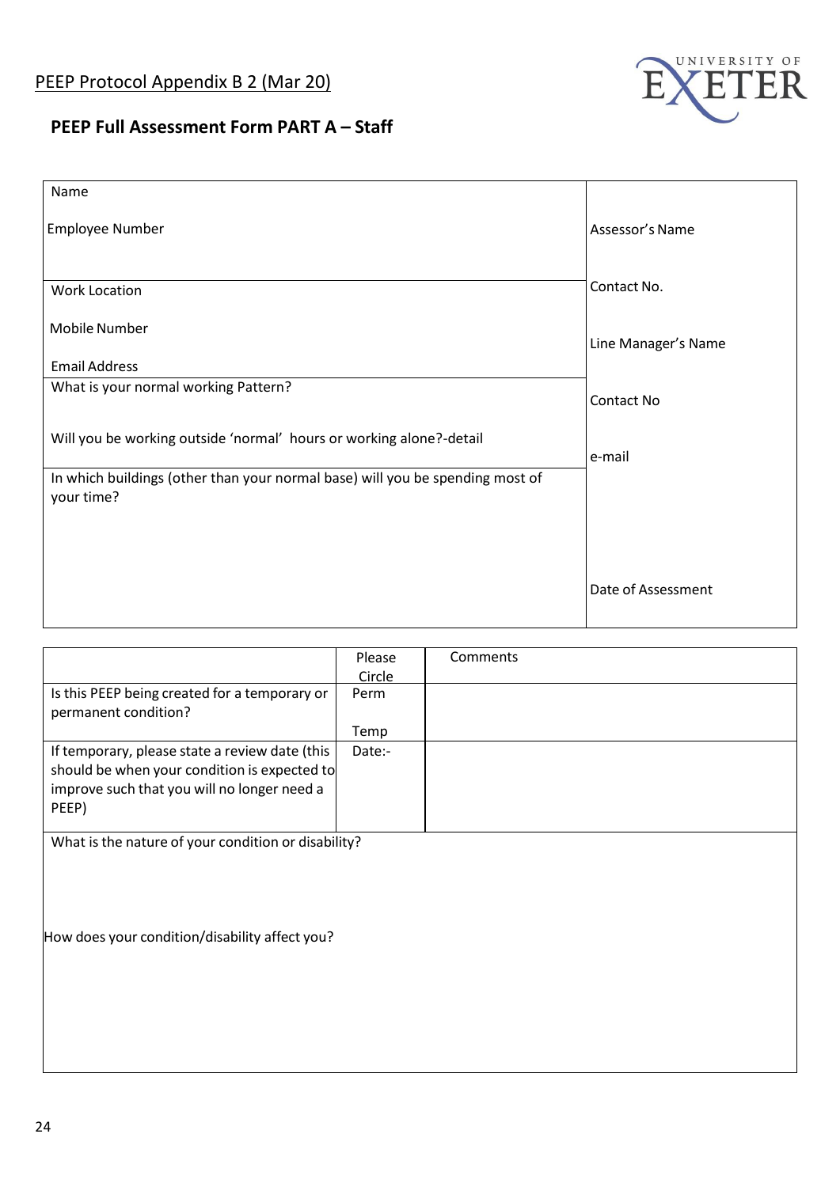PEEP Protocol Appendix B 2 (Mar 20)

UNIVERSITY OF EXETER

## PEEP Full Assessment Form PART A – Staff

| | |
|---|---|
| Name<br><br>Employee Number | Assessor's Name |
| Work Location<br><br>Mobile Number<br><br>Email Address | Contact No.<br><br>Line Manager's Name |
| What is your normal working Pattern?<br><br>Will you be working outside 'normal' hours or working alone?-detail | Contact No<br><br>e-mail |
| In which buildings (other than your normal base) will you be spending most of your time? | Date of Assessment |

| | Please Circle | Comments |
|---|---|---|
| Is this PEEP being created for a temporary or permanent condition? | Perm<br><br>Temp | |
| If temporary, please state a review date (this should be when your condition is expected to improve such that you will no longer need a PEEP) | Date:- | |
| What is the nature of your condition or disability?<br><br>How does your condition/disability affect you? | | |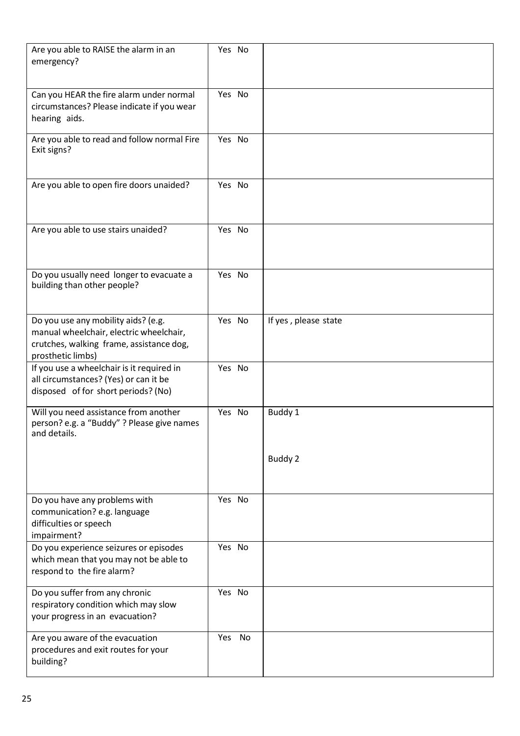| | | |
|---|---|---|
| Are you able to RAISE the alarm in an emergency? | Yes No | |
| Can you HEAR the fire alarm under normal circumstances? Please indicate if you wear hearing aids. | Yes No | |
| Are you able to read and follow normal Fire Exit signs? | Yes No | |
| Are you able to open fire doors unaided? | Yes No | |
| Are you able to use stairs unaided? | Yes No | |
| Do you usually need longer to evacuate a building than other people? | Yes No | |
| Do you use any mobility aids? (e.g. manual wheelchair, electric wheelchair, crutches, walking frame, assistance dog, prosthetic limbs) | Yes No | If yes , please state |
| If you use a wheelchair is it required in all circumstances? (Yes) or can it be disposed of for short periods? (No) | Yes No | |
| Will you need assistance from another person? e.g. a "Buddy" ? Please give names and details. | Yes No | Buddy 1<br><br>Buddy 2 |
| Do you have any problems with communication? e.g. language difficulties or speech impairment? | Yes No | |
| Do you experience seizures or episodes which mean that you may not be able to respond to the fire alarm? | Yes No | |
| Do you suffer from any chronic respiratory condition which may slow your progress in an evacuation? | Yes No | |
| Are you aware of the evacuation procedures and exit routes for your building? | Yes No | |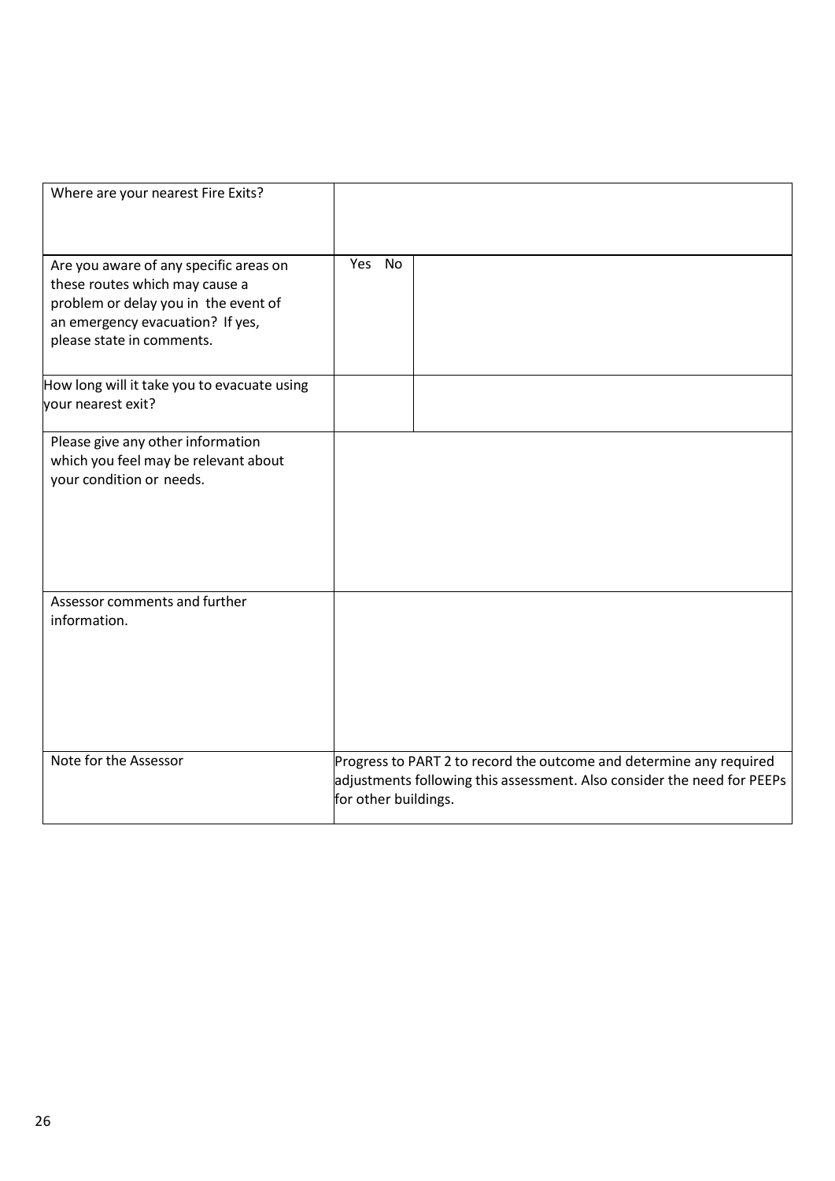| | | |
|---|---|---|
| Where are your nearest Fire Exits? | | |
| Are you aware of any specific areas on these routes which may cause a problem or delay you in the event of an emergency evacuation? If yes, please state in comments. | Yes No | |
| How long will it take you to evacuate using your nearest exit? | | |
| Please give any other information which you feel may be relevant about your condition or needs. | | |
| Assessor comments and further information. | | |
| Note for the Assessor | Progress to PART 2 to record the outcome and determine any required adjustments following this assessment. Also consider the need for PEEPs for other buildings. | |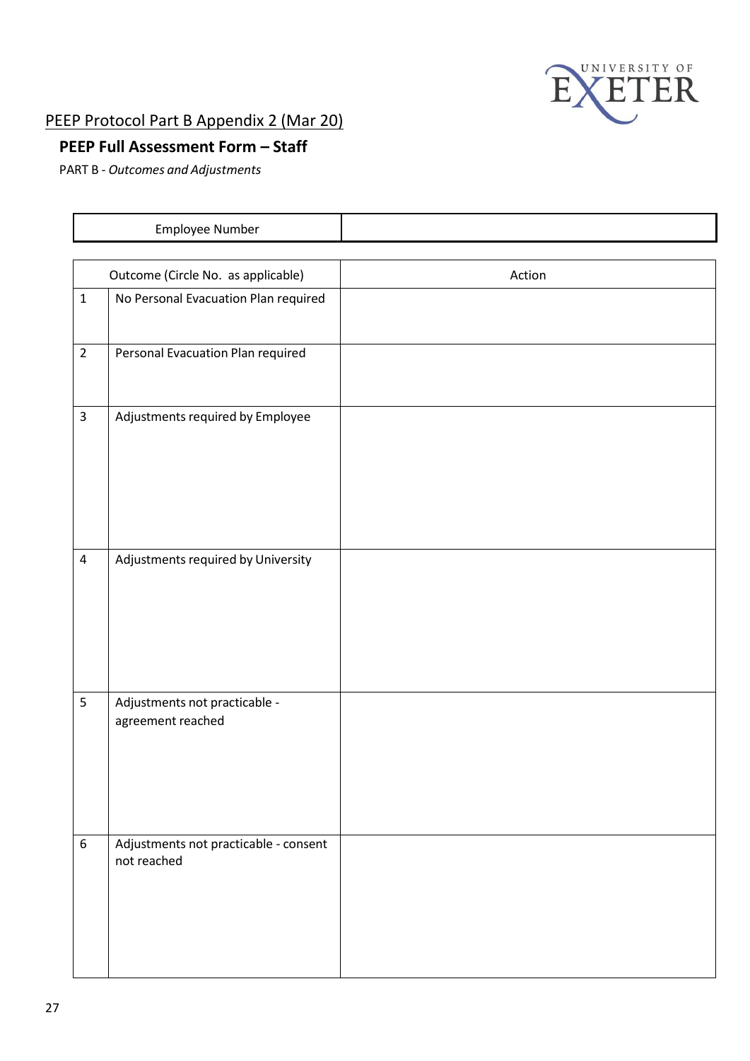PEEP Protocol Part B Appendix 2 (Mar 20)

## PEEP Full Assessment Form – Staff

PART B - *Outcomes and Adjustments*

| Employee Number | |
|---|---|

| Outcome (Circle No. as applicable) | | Action |
|---|---|---|
| 1 | No Personal Evacuation Plan required | |
| 2 | Personal Evacuation Plan required | |
| 3 | Adjustments required by Employee | |
| 4 | Adjustments required by University | |
| 5 | Adjustments not practicable - agreement reached | |
| 6 | Adjustments not practicable - consent not reached | |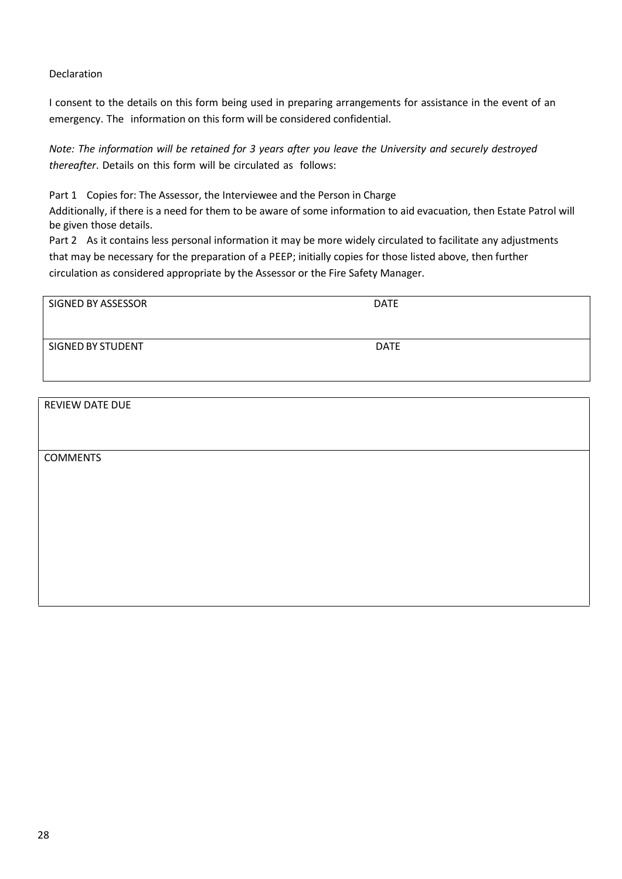Declaration

I consent to the details on this form being used in preparing arrangements for assistance in the event of an emergency. The information on this form will be considered confidential.

*Note: The information will be retained for 3 years after you leave the University and securely destroyed thereafter*. Details on this form will be circulated as follows:

Part 1 Copies for: The Assessor, the Interviewee and the Person in Charge
Additionally, if there is a need for them to be aware of some information to aid evacuation, then Estate Patrol will be given those details.
Part 2 As it contains less personal information it may be more widely circulated to facilitate any adjustments that may be necessary for the preparation of a PEEP; initially copies for those listed above, then further circulation as considered appropriate by the Assessor or the Fire Safety Manager.

| SIGNED BY ASSESSOR | DATE |
|---|---|
| SIGNED BY STUDENT | DATE |

| REVIEW DATE DUE |
|---|
| COMMENTS |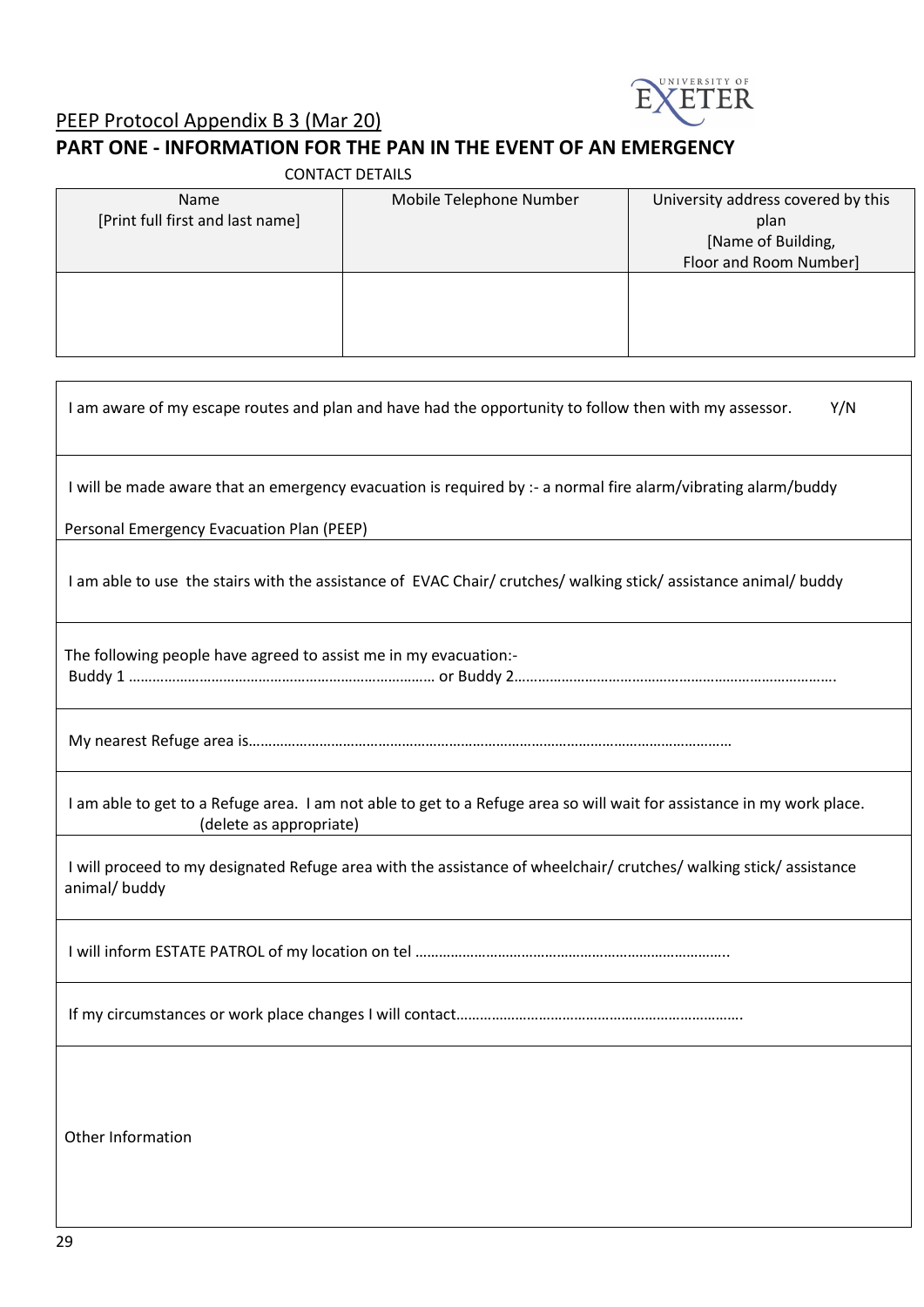PEEP Protocol Appendix B 3 (Mar 20)

## PART ONE - INFORMATION FOR THE PAN IN THE EVENT OF AN EMERGENCY

CONTACT DETAILS

| Name [Print full first and last name] | Mobile Telephone Number | University address covered by this plan [Name of Building, Floor and Room Number] |
|---|---|---|
| | | |

| |
|---|
| I am aware of my escape routes and plan and have had the opportunity to follow then with my assessor. Y/N |
| I will be made aware that an emergency evacuation is required by :- a normal fire alarm/vibrating alarm/buddy<br><br>Personal Emergency Evacuation Plan (PEEP) |
| I am able to use the stairs with the assistance of EVAC Chair/ crutches/ walking stick/ assistance animal/ buddy |
| The following people have agreed to assist me in my evacuation:-<br>Buddy 1 …………………………………………………………………… or Buddy 2………………………………………………………………………. |
| My nearest Refuge area is…………………………………………………………………………………………………… |
| I am able to get to a Refuge area. I am not able to get to a Refuge area so will wait for assistance in my work place. (delete as appropriate) |
| I will proceed to my designated Refuge area with the assistance of wheelchair/ crutches/ walking stick/ assistance animal/ buddy |
| I will inform ESTATE PATROL of my location on tel …………………………………………………………………….. |
| If my circumstances or work place changes I will contact………………………………………………………………. |
| Other Information |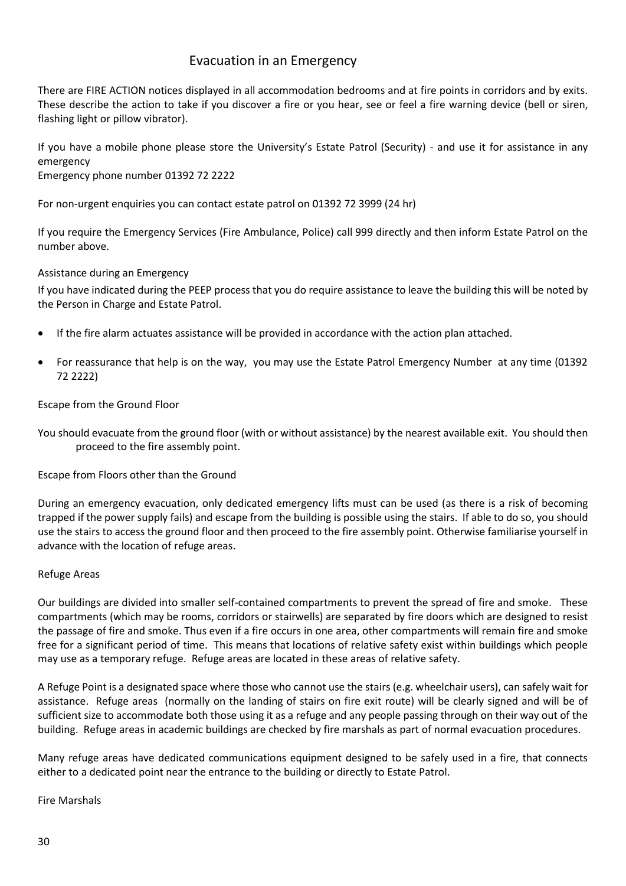# Evacuation in an Emergency

There are FIRE ACTION notices displayed in all accommodation bedrooms and at fire points in corridors and by exits. These describe the action to take if you discover a fire or you hear, see or feel a fire warning device (bell or siren, flashing light or pillow vibrator).

If you have a mobile phone please store the University's Estate Patrol (Security) - and use it for assistance in any emergency
Emergency phone number 01392 72 2222

For non-urgent enquiries you can contact estate patrol on 01392 72 3999 (24 hr)

If you require the Emergency Services (Fire Ambulance, Police) call 999 directly and then inform Estate Patrol on the number above.

## Assistance during an Emergency

If you have indicated during the PEEP process that you do require assistance to leave the building this will be noted by the Person in Charge and Estate Patrol.

- If the fire alarm actuates assistance will be provided in accordance with the action plan attached.
- For reassurance that help is on the way, you may use the Estate Patrol Emergency Number at any time (01392 72 2222)

## Escape from the Ground Floor

You should evacuate from the ground floor (with or without assistance) by the nearest available exit. You should then proceed to the fire assembly point.

## Escape from Floors other than the Ground

During an emergency evacuation, only dedicated emergency lifts must can be used (as there is a risk of becoming trapped if the power supply fails) and escape from the building is possible using the stairs. If able to do so, you should use the stairs to access the ground floor and then proceed to the fire assembly point. Otherwise familiarise yourself in advance with the location of refuge areas.

## Refuge Areas

Our buildings are divided into smaller self-contained compartments to prevent the spread of fire and smoke. These compartments (which may be rooms, corridors or stairwells) are separated by fire doors which are designed to resist the passage of fire and smoke. Thus even if a fire occurs in one area, other compartments will remain fire and smoke free for a significant period of time. This means that locations of relative safety exist within buildings which people may use as a temporary refuge. Refuge areas are located in these areas of relative safety.

A Refuge Point is a designated space where those who cannot use the stairs (e.g. wheelchair users), can safely wait for assistance. Refuge areas (normally on the landing of stairs on fire exit route) will be clearly signed and will be of sufficient size to accommodate both those using it as a refuge and any people passing through on their way out of the building. Refuge areas in academic buildings are checked by fire marshals as part of normal evacuation procedures.

Many refuge areas have dedicated communications equipment designed to be safely used in a fire, that connects either to a dedicated point near the entrance to the building or directly to Estate Patrol.

## Fire Marshals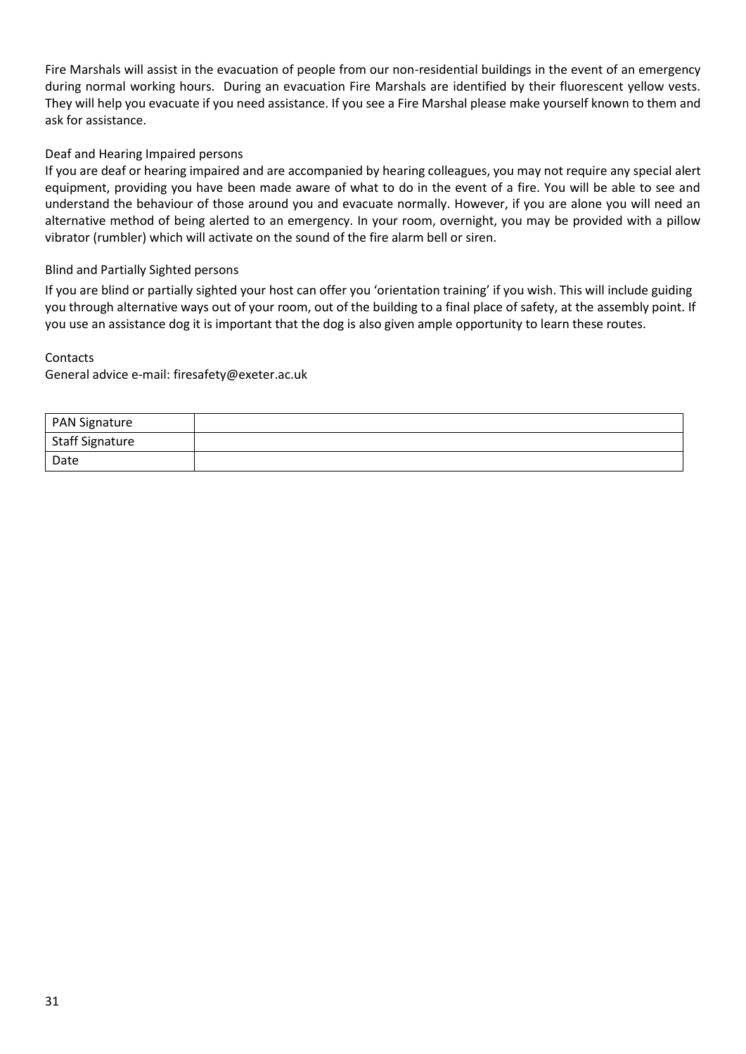Fire Marshals will assist in the evacuation of people from our non-residential buildings in the event of an emergency during normal working hours. During an evacuation Fire Marshals are identified by their fluorescent yellow vests. They will help you evacuate if you need assistance. If you see a Fire Marshal please make yourself known to them and ask for assistance.

### Deaf and Hearing Impaired persons

If you are deaf or hearing impaired and are accompanied by hearing colleagues, you may not require any special alert equipment, providing you have been made aware of what to do in the event of a fire. You will be able to see and understand the behaviour of those around you and evacuate normally. However, if you are alone you will need an alternative method of being alerted to an emergency. In your room, overnight, you may be provided with a pillow vibrator (rumbler) which will activate on the sound of the fire alarm bell or siren.

### Blind and Partially Sighted persons

If you are blind or partially sighted your host can offer you 'orientation training' if you wish. This will include guiding you through alternative ways out of your room, out of the building to a final place of safety, at the assembly point. If you use an assistance dog it is important that the dog is also given ample opportunity to learn these routes.

### Contacts

General advice e-mail: firesafety@exeter.ac.uk

| PAN Signature | |
|---|---|
| Staff Signature | |
| Date | |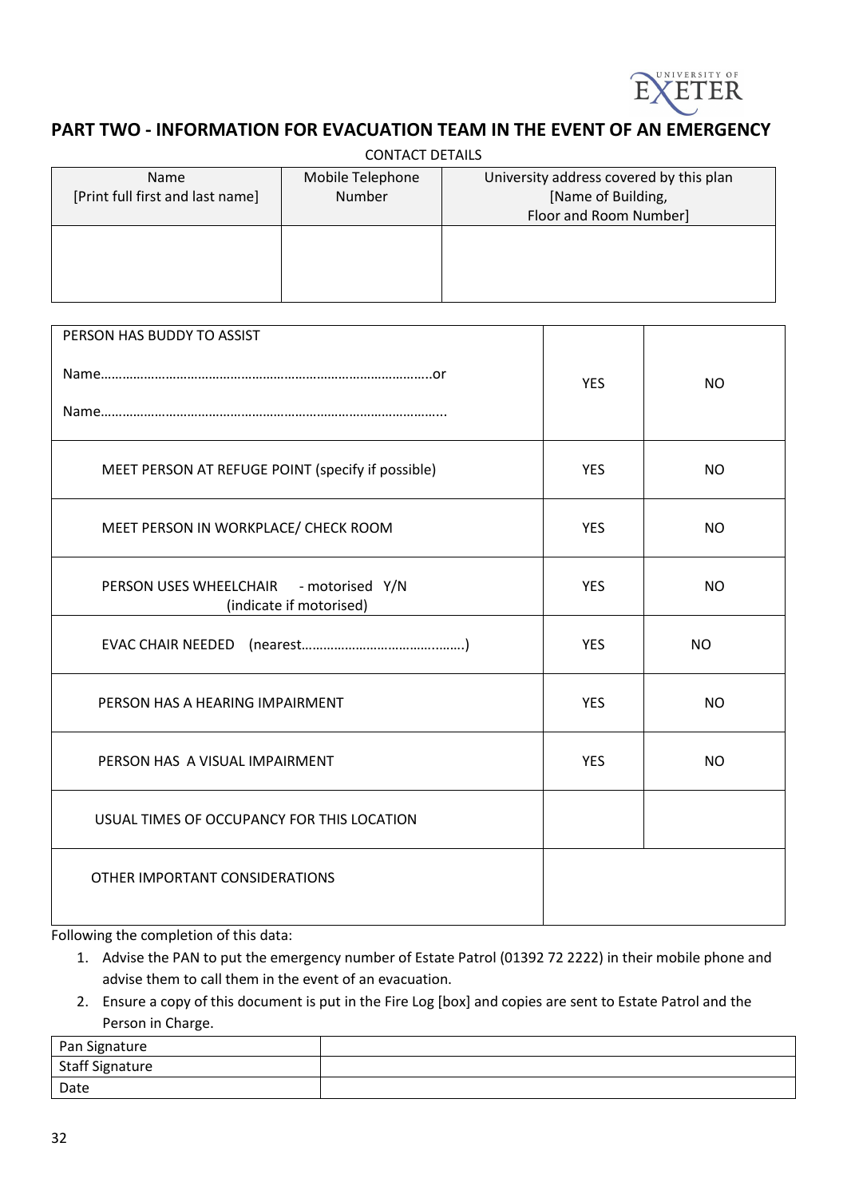## PART TWO - INFORMATION FOR EVACUATION TEAM IN THE EVENT OF AN EMERGENCY

CONTACT DETAILS

| Name [Print full first and last name] | Mobile Telephone Number | University address covered by this plan [Name of Building, Floor and Room Number] |
|---|---|---|
| | | |

| | | |
|---|---|---|
| PERSON HAS BUDDY TO ASSIST<br><br>Name………………………………………………………………………………..or<br><br>Name………………………………………………………………………………... | YES | NO |
| MEET PERSON AT REFUGE POINT (specify if possible) | YES | NO |
| MEET PERSON IN WORKPLACE/ CHECK ROOM | YES | NO |
| PERSON USES WHEELCHAIR - motorised Y/N (indicate if motorised) | YES | NO |
| EVAC CHAIR NEEDED (nearest……………………………….……..) | YES | NO |
| PERSON HAS A HEARING IMPAIRMENT | YES | NO |
| PERSON HAS A VISUAL IMPAIRMENT | YES | NO |
| USUAL TIMES OF OCCUPANCY FOR THIS LOCATION | | |
| OTHER IMPORTANT CONSIDERATIONS | | |

Following the completion of this data:

1. Advise the PAN to put the emergency number of Estate Patrol (01392 72 2222) in their mobile phone and advise them to call them in the event of an evacuation.
2. Ensure a copy of this document is put in the Fire Log [box] and copies are sent to Estate Patrol and the Person in Charge.

| | |
|---|---|
| Pan Signature | |
| Staff Signature | |
| Date | |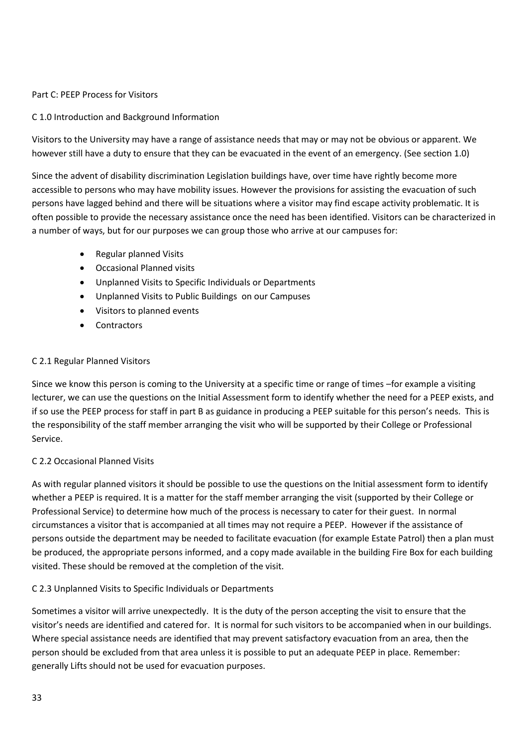## Part C: PEEP Process for Visitors

### C 1.0 Introduction and Background Information

Visitors to the University may have a range of assistance needs that may or may not be obvious or apparent. We however still have a duty to ensure that they can be evacuated in the event of an emergency. (See section 1.0)

Since the advent of disability discrimination Legislation buildings have, over time have rightly become more accessible to persons who may have mobility issues. However the provisions for assisting the evacuation of such persons have lagged behind and there will be situations where a visitor may find escape activity problematic. It is often possible to provide the necessary assistance once the need has been identified. Visitors can be characterized in a number of ways, but for our purposes we can group those who arrive at our campuses for:

- Regular planned Visits
- Occasional Planned visits
- Unplanned Visits to Specific Individuals or Departments
- Unplanned Visits to Public Buildings on our Campuses
- Visitors to planned events
- Contractors

### C 2.1 Regular Planned Visitors

Since we know this person is coming to the University at a specific time or range of times –for example a visiting lecturer, we can use the questions on the Initial Assessment form to identify whether the need for a PEEP exists, and if so use the PEEP process for staff in part B as guidance in producing a PEEP suitable for this person's needs. This is the responsibility of the staff member arranging the visit who will be supported by their College or Professional Service.

### C 2.2 Occasional Planned Visits

As with regular planned visitors it should be possible to use the questions on the Initial assessment form to identify whether a PEEP is required. It is a matter for the staff member arranging the visit (supported by their College or Professional Service) to determine how much of the process is necessary to cater for their guest. In normal circumstances a visitor that is accompanied at all times may not require a PEEP. However if the assistance of persons outside the department may be needed to facilitate evacuation (for example Estate Patrol) then a plan must be produced, the appropriate persons informed, and a copy made available in the building Fire Box for each building visited. These should be removed at the completion of the visit.

### C 2.3 Unplanned Visits to Specific Individuals or Departments

Sometimes a visitor will arrive unexpectedly. It is the duty of the person accepting the visit to ensure that the visitor's needs are identified and catered for. It is normal for such visitors to be accompanied when in our buildings. Where special assistance needs are identified that may prevent satisfactory evacuation from an area, then the person should be excluded from that area unless it is possible to put an adequate PEEP in place. Remember: generally Lifts should not be used for evacuation purposes.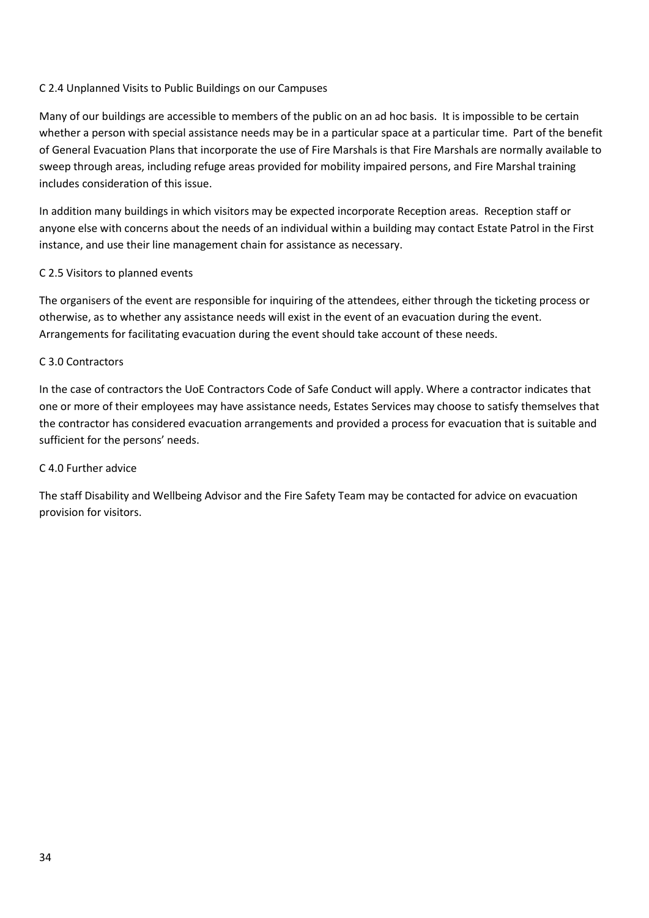### C 2.4 Unplanned Visits to Public Buildings on our Campuses

Many of our buildings are accessible to members of the public on an ad hoc basis. It is impossible to be certain whether a person with special assistance needs may be in a particular space at a particular time. Part of the benefit of General Evacuation Plans that incorporate the use of Fire Marshals is that Fire Marshals are normally available to sweep through areas, including refuge areas provided for mobility impaired persons, and Fire Marshal training includes consideration of this issue.

In addition many buildings in which visitors may be expected incorporate Reception areas. Reception staff or anyone else with concerns about the needs of an individual within a building may contact Estate Patrol in the First instance, and use their line management chain for assistance as necessary.

### C 2.5 Visitors to planned events

The organisers of the event are responsible for inquiring of the attendees, either through the ticketing process or otherwise, as to whether any assistance needs will exist in the event of an evacuation during the event. Arrangements for facilitating evacuation during the event should take account of these needs.

### C 3.0 Contractors

In the case of contractors the UoE Contractors Code of Safe Conduct will apply. Where a contractor indicates that one or more of their employees may have assistance needs, Estates Services may choose to satisfy themselves that the contractor has considered evacuation arrangements and provided a process for evacuation that is suitable and sufficient for the persons' needs.

### C 4.0 Further advice

The staff Disability and Wellbeing Advisor and the Fire Safety Team may be contacted for advice on evacuation provision for visitors.